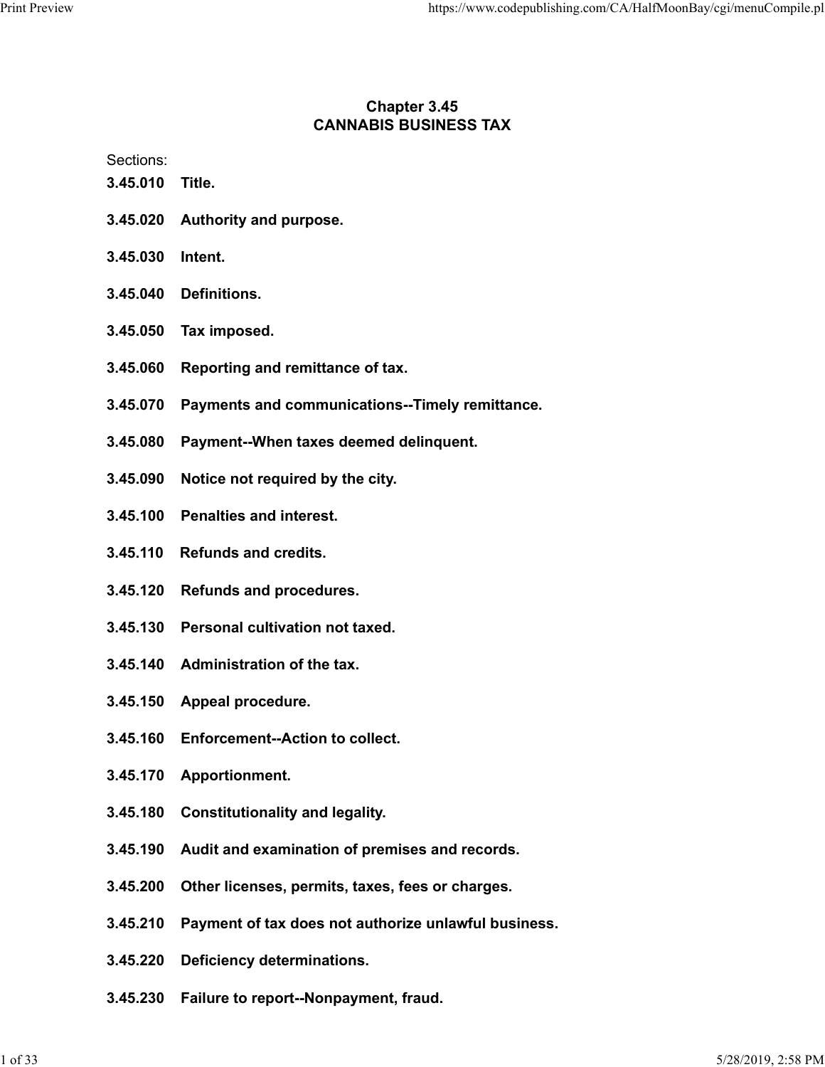# Chapter 3.45
# CANNABIS BUSINESS TAX

Sections:

**3.45.010 Title.**

**3.45.020 Authority and purpose.**

**3.45.030 Intent.**

**3.45.040 Definitions.**

**3.45.050 Tax imposed.**

**3.45.060 Reporting and remittance of tax.**

**3.45.070 Payments and communications--Timely remittance.**

**3.45.080 Payment--When taxes deemed delinquent.**

**3.45.090 Notice not required by the city.**

**3.45.100 Penalties and interest.**

**3.45.110 Refunds and credits.**

**3.45.120 Refunds and procedures.**

**3.45.130 Personal cultivation not taxed.**

**3.45.140 Administration of the tax.**

**3.45.150 Appeal procedure.**

**3.45.160 Enforcement--Action to collect.**

**3.45.170 Apportionment.**

**3.45.180 Constitutionality and legality.**

**3.45.190 Audit and examination of premises and records.**

**3.45.200 Other licenses, permits, taxes, fees or charges.**

**3.45.210 Payment of tax does not authorize unlawful business.**

**3.45.220 Deficiency determinations.**

**3.45.230 Failure to report--Nonpayment, fraud.**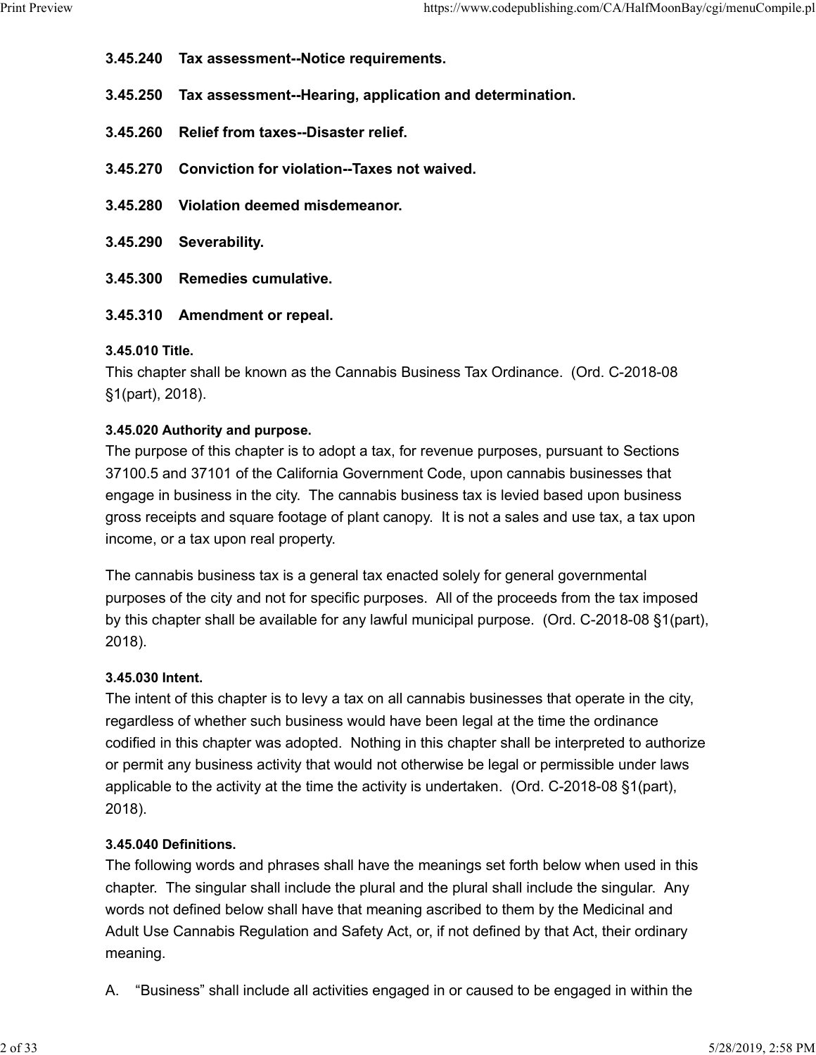**3.45.240 Tax assessment--Notice requirements.**

**3.45.250 Tax assessment--Hearing, application and determination.**

**3.45.260 Relief from taxes--Disaster relief.**

**3.45.270 Conviction for violation--Taxes not waived.**

**3.45.280 Violation deemed misdemeanor.**

**3.45.290 Severability.**

**3.45.300 Remedies cumulative.**

**3.45.310 Amendment or repeal.**

#### 3.45.010 Title.

This chapter shall be known as the Cannabis Business Tax Ordinance. (Ord. C-2018-08 §1(part), 2018).

#### 3.45.020 Authority and purpose.

The purpose of this chapter is to adopt a tax, for revenue purposes, pursuant to Sections 37100.5 and 37101 of the California Government Code, upon cannabis businesses that engage in business in the city. The cannabis business tax is levied based upon business gross receipts and square footage of plant canopy. It is not a sales and use tax, a tax upon income, or a tax upon real property.

The cannabis business tax is a general tax enacted solely for general governmental purposes of the city and not for specific purposes. All of the proceeds from the tax imposed by this chapter shall be available for any lawful municipal purpose. (Ord. C-2018-08 §1(part), 2018).

#### 3.45.030 Intent.

The intent of this chapter is to levy a tax on all cannabis businesses that operate in the city, regardless of whether such business would have been legal at the time the ordinance codified in this chapter was adopted. Nothing in this chapter shall be interpreted to authorize or permit any business activity that would not otherwise be legal or permissible under laws applicable to the activity at the time the activity is undertaken. (Ord. C-2018-08 §1(part), 2018).

#### 3.45.040 Definitions.

The following words and phrases shall have the meanings set forth below when used in this chapter. The singular shall include the plural and the plural shall include the singular. Any words not defined below shall have that meaning ascribed to them by the Medicinal and Adult Use Cannabis Regulation and Safety Act, or, if not defined by that Act, their ordinary meaning.

A. "Business" shall include all activities engaged in or caused to be engaged in within the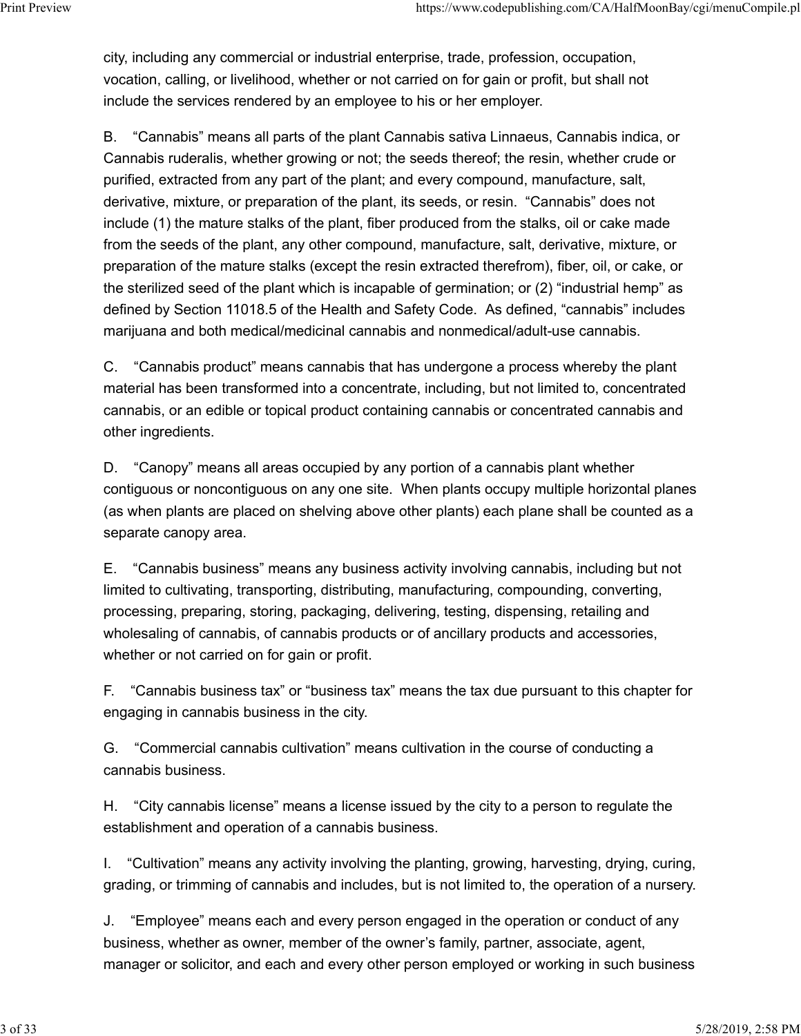city, including any commercial or industrial enterprise, trade, profession, occupation, vocation, calling, or livelihood, whether or not carried on for gain or profit, but shall not include the services rendered by an employee to his or her employer.

B. “Cannabis” means all parts of the plant Cannabis sativa Linnaeus, Cannabis indica, or Cannabis ruderalis, whether growing or not; the seeds thereof; the resin, whether crude or purified, extracted from any part of the plant; and every compound, manufacture, salt, derivative, mixture, or preparation of the plant, its seeds, or resin. “Cannabis” does not include (1) the mature stalks of the plant, fiber produced from the stalks, oil or cake made from the seeds of the plant, any other compound, manufacture, salt, derivative, mixture, or preparation of the mature stalks (except the resin extracted therefrom), fiber, oil, or cake, or the sterilized seed of the plant which is incapable of germination; or (2) “industrial hemp” as defined by Section 11018.5 of the Health and Safety Code. As defined, “cannabis” includes marijuana and both medical/medicinal cannabis and nonmedical/adult-use cannabis.

C. “Cannabis product” means cannabis that has undergone a process whereby the plant material has been transformed into a concentrate, including, but not limited to, concentrated cannabis, or an edible or topical product containing cannabis or concentrated cannabis and other ingredients.

D. “Canopy” means all areas occupied by any portion of a cannabis plant whether contiguous or noncontiguous on any one site. When plants occupy multiple horizontal planes (as when plants are placed on shelving above other plants) each plane shall be counted as a separate canopy area.

E. “Cannabis business” means any business activity involving cannabis, including but not limited to cultivating, transporting, distributing, manufacturing, compounding, converting, processing, preparing, storing, packaging, delivering, testing, dispensing, retailing and wholesaling of cannabis, of cannabis products or of ancillary products and accessories, whether or not carried on for gain or profit.

F. “Cannabis business tax” or “business tax” means the tax due pursuant to this chapter for engaging in cannabis business in the city.

G. “Commercial cannabis cultivation” means cultivation in the course of conducting a cannabis business.

H. “City cannabis license” means a license issued by the city to a person to regulate the establishment and operation of a cannabis business.

I. “Cultivation” means any activity involving the planting, growing, harvesting, drying, curing, grading, or trimming of cannabis and includes, but is not limited to, the operation of a nursery.

J. “Employee” means each and every person engaged in the operation or conduct of any business, whether as owner, member of the owner’s family, partner, associate, agent, manager or solicitor, and each and every other person employed or working in such business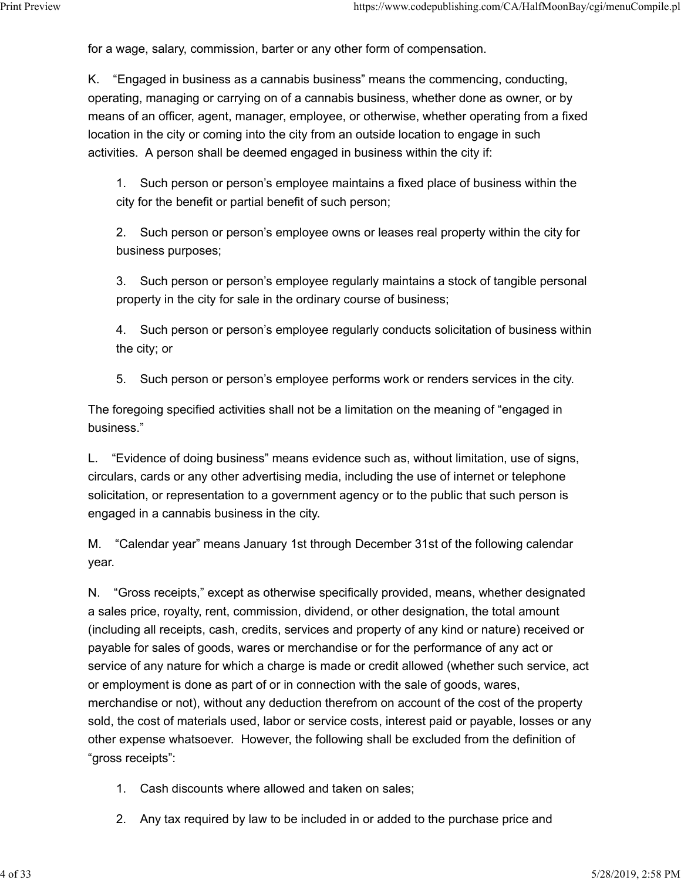for a wage, salary, commission, barter or any other form of compensation.

K. "Engaged in business as a cannabis business" means the commencing, conducting, operating, managing or carrying on of a cannabis business, whether done as owner, or by means of an officer, agent, manager, employee, or otherwise, whether operating from a fixed location in the city or coming into the city from an outside location to engage in such activities. A person shall be deemed engaged in business within the city if:

1. Such person or person's employee maintains a fixed place of business within the city for the benefit or partial benefit of such person;

2. Such person or person's employee owns or leases real property within the city for business purposes;

3. Such person or person's employee regularly maintains a stock of tangible personal property in the city for sale in the ordinary course of business;

4. Such person or person's employee regularly conducts solicitation of business within the city; or

5. Such person or person's employee performs work or renders services in the city.

The foregoing specified activities shall not be a limitation on the meaning of "engaged in business."

L. "Evidence of doing business" means evidence such as, without limitation, use of signs, circulars, cards or any other advertising media, including the use of internet or telephone solicitation, or representation to a government agency or to the public that such person is engaged in a cannabis business in the city.

M. "Calendar year" means January 1st through December 31st of the following calendar year.

N. "Gross receipts," except as otherwise specifically provided, means, whether designated a sales price, royalty, rent, commission, dividend, or other designation, the total amount (including all receipts, cash, credits, services and property of any kind or nature) received or payable for sales of goods, wares or merchandise or for the performance of any act or service of any nature for which a charge is made or credit allowed (whether such service, act or employment is done as part of or in connection with the sale of goods, wares, merchandise or not), without any deduction therefrom on account of the cost of the property sold, the cost of materials used, labor or service costs, interest paid or payable, losses or any other expense whatsoever. However, the following shall be excluded from the definition of "gross receipts":

1. Cash discounts where allowed and taken on sales;

2. Any tax required by law to be included in or added to the purchase price and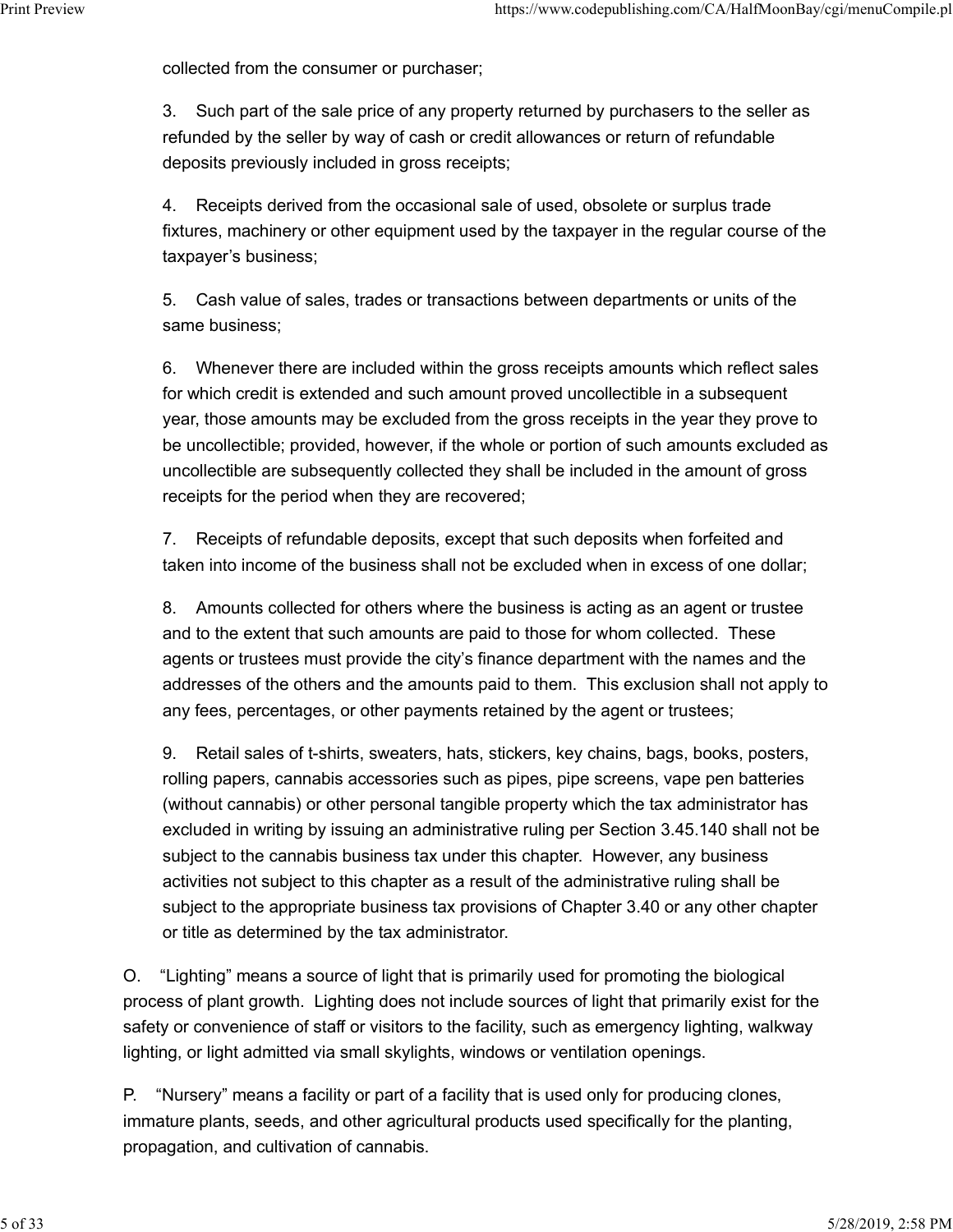collected from the consumer or purchaser;

3. Such part of the sale price of any property returned by purchasers to the seller as refunded by the seller by way of cash or credit allowances or return of refundable deposits previously included in gross receipts;

4. Receipts derived from the occasional sale of used, obsolete or surplus trade fixtures, machinery or other equipment used by the taxpayer in the regular course of the taxpayer's business;

5. Cash value of sales, trades or transactions between departments or units of the same business;

6. Whenever there are included within the gross receipts amounts which reflect sales for which credit is extended and such amount proved uncollectible in a subsequent year, those amounts may be excluded from the gross receipts in the year they prove to be uncollectible; provided, however, if the whole or portion of such amounts excluded as uncollectible are subsequently collected they shall be included in the amount of gross receipts for the period when they are recovered;

7. Receipts of refundable deposits, except that such deposits when forfeited and taken into income of the business shall not be excluded when in excess of one dollar;

8. Amounts collected for others where the business is acting as an agent or trustee and to the extent that such amounts are paid to those for whom collected. These agents or trustees must provide the city's finance department with the names and the addresses of the others and the amounts paid to them. This exclusion shall not apply to any fees, percentages, or other payments retained by the agent or trustees;

9. Retail sales of t-shirts, sweaters, hats, stickers, key chains, bags, books, posters, rolling papers, cannabis accessories such as pipes, pipe screens, vape pen batteries (without cannabis) or other personal tangible property which the tax administrator has excluded in writing by issuing an administrative ruling per Section 3.45.140 shall not be subject to the cannabis business tax under this chapter. However, any business activities not subject to this chapter as a result of the administrative ruling shall be subject to the appropriate business tax provisions of Chapter 3.40 or any other chapter or title as determined by the tax administrator.

O. "Lighting" means a source of light that is primarily used for promoting the biological process of plant growth. Lighting does not include sources of light that primarily exist for the safety or convenience of staff or visitors to the facility, such as emergency lighting, walkway lighting, or light admitted via small skylights, windows or ventilation openings.

P. "Nursery" means a facility or part of a facility that is used only for producing clones, immature plants, seeds, and other agricultural products used specifically for the planting, propagation, and cultivation of cannabis.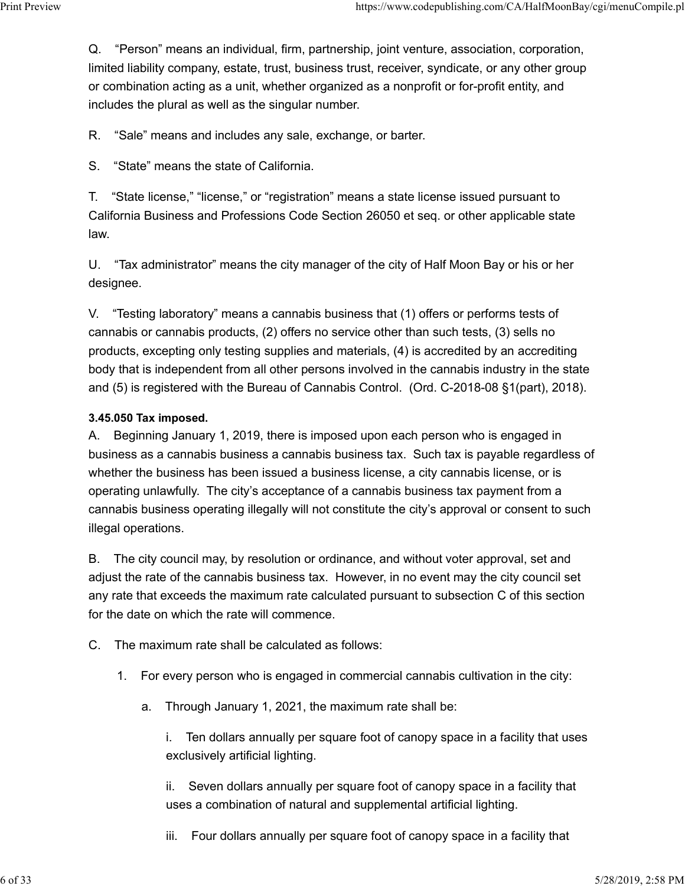Q. "Person" means an individual, firm, partnership, joint venture, association, corporation, limited liability company, estate, trust, business trust, receiver, syndicate, or any other group or combination acting as a unit, whether organized as a nonprofit or for-profit entity, and includes the plural as well as the singular number.

R. "Sale" means and includes any sale, exchange, or barter.

S. "State" means the state of California.

T. "State license," "license," or "registration" means a state license issued pursuant to California Business and Professions Code Section 26050 et seq. or other applicable state law.

U. "Tax administrator" means the city manager of the city of Half Moon Bay or his or her designee.

V. "Testing laboratory" means a cannabis business that (1) offers or performs tests of cannabis or cannabis products, (2) offers no service other than such tests, (3) sells no products, excepting only testing supplies and materials, (4) is accredited by an accrediting body that is independent from all other persons involved in the cannabis industry in the state and (5) is registered with the Bureau of Cannabis Control. (Ord. C-2018-08 §1(part), 2018).

**3.45.050 Tax imposed.**

A. Beginning January 1, 2019, there is imposed upon each person who is engaged in business as a cannabis business a cannabis business tax. Such tax is payable regardless of whether the business has been issued a business license, a city cannabis license, or is operating unlawfully. The city's acceptance of a cannabis business tax payment from a cannabis business operating illegally will not constitute the city's approval or consent to such illegal operations.

B. The city council may, by resolution or ordinance, and without voter approval, set and adjust the rate of the cannabis business tax. However, in no event may the city council set any rate that exceeds the maximum rate calculated pursuant to subsection C of this section for the date on which the rate will commence.

C. The maximum rate shall be calculated as follows:

1. For every person who is engaged in commercial cannabis cultivation in the city:

   a. Through January 1, 2021, the maximum rate shall be:

      i. Ten dollars annually per square foot of canopy space in a facility that uses exclusively artificial lighting.

      ii. Seven dollars annually per square foot of canopy space in a facility that uses a combination of natural and supplemental artificial lighting.

      iii. Four dollars annually per square foot of canopy space in a facility that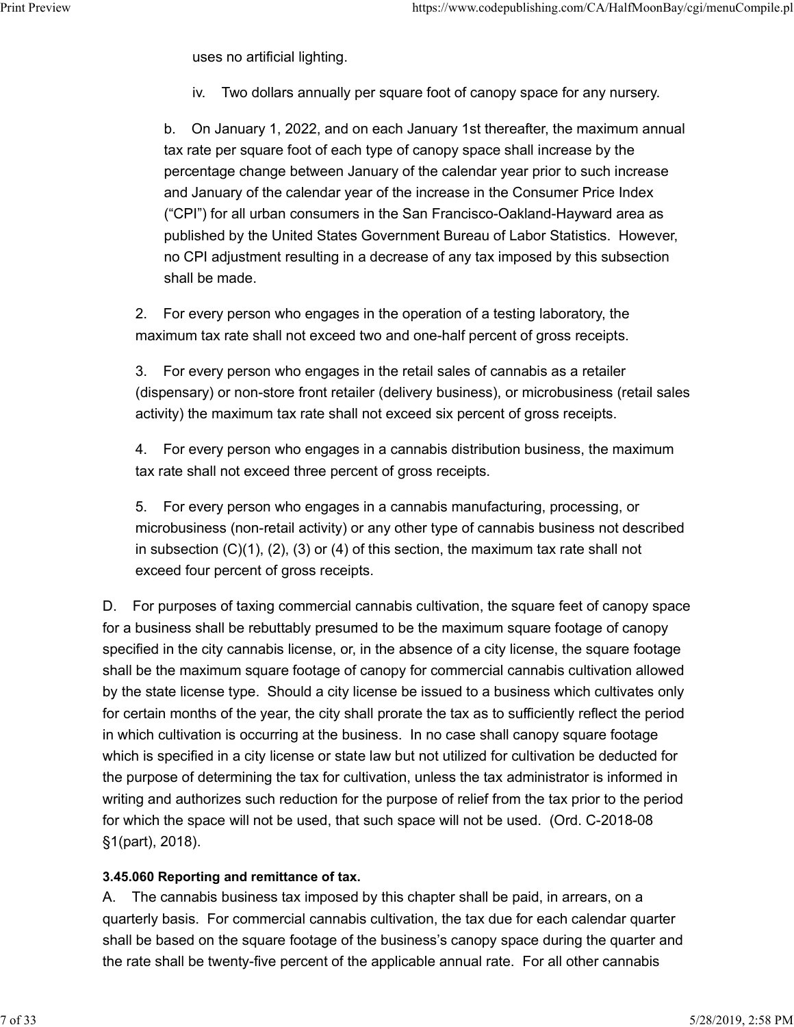uses no artificial lighting.

iv. Two dollars annually per square foot of canopy space for any nursery.

b. On January 1, 2022, and on each January 1st thereafter, the maximum annual tax rate per square foot of each type of canopy space shall increase by the percentage change between January of the calendar year prior to such increase and January of the calendar year of the increase in the Consumer Price Index ("CPI") for all urban consumers in the San Francisco-Oakland-Hayward area as published by the United States Government Bureau of Labor Statistics. However, no CPI adjustment resulting in a decrease of any tax imposed by this subsection shall be made.

2. For every person who engages in the operation of a testing laboratory, the maximum tax rate shall not exceed two and one-half percent of gross receipts.

3. For every person who engages in the retail sales of cannabis as a retailer (dispensary) or non-store front retailer (delivery business), or microbusiness (retail sales activity) the maximum tax rate shall not exceed six percent of gross receipts.

4. For every person who engages in a cannabis distribution business, the maximum tax rate shall not exceed three percent of gross receipts.

5. For every person who engages in a cannabis manufacturing, processing, or microbusiness (non-retail activity) or any other type of cannabis business not described in subsection (C)(1), (2), (3) or (4) of this section, the maximum tax rate shall not exceed four percent of gross receipts.

D. For purposes of taxing commercial cannabis cultivation, the square feet of canopy space for a business shall be rebuttably presumed to be the maximum square footage of canopy specified in the city cannabis license, or, in the absence of a city license, the square footage shall be the maximum square footage of canopy for commercial cannabis cultivation allowed by the state license type. Should a city license be issued to a business which cultivates only for certain months of the year, the city shall prorate the tax as to sufficiently reflect the period in which cultivation is occurring at the business. In no case shall canopy square footage which is specified in a city license or state law but not utilized for cultivation be deducted for the purpose of determining the tax for cultivation, unless the tax administrator is informed in writing and authorizes such reduction for the purpose of relief from the tax prior to the period for which the space will not be used, that such space will not be used. (Ord. C-2018-08 §1(part), 2018).

**3.45.060 Reporting and remittance of tax.**

A. The cannabis business tax imposed by this chapter shall be paid, in arrears, on a quarterly basis. For commercial cannabis cultivation, the tax due for each calendar quarter shall be based on the square footage of the business's canopy space during the quarter and the rate shall be twenty-five percent of the applicable annual rate. For all other cannabis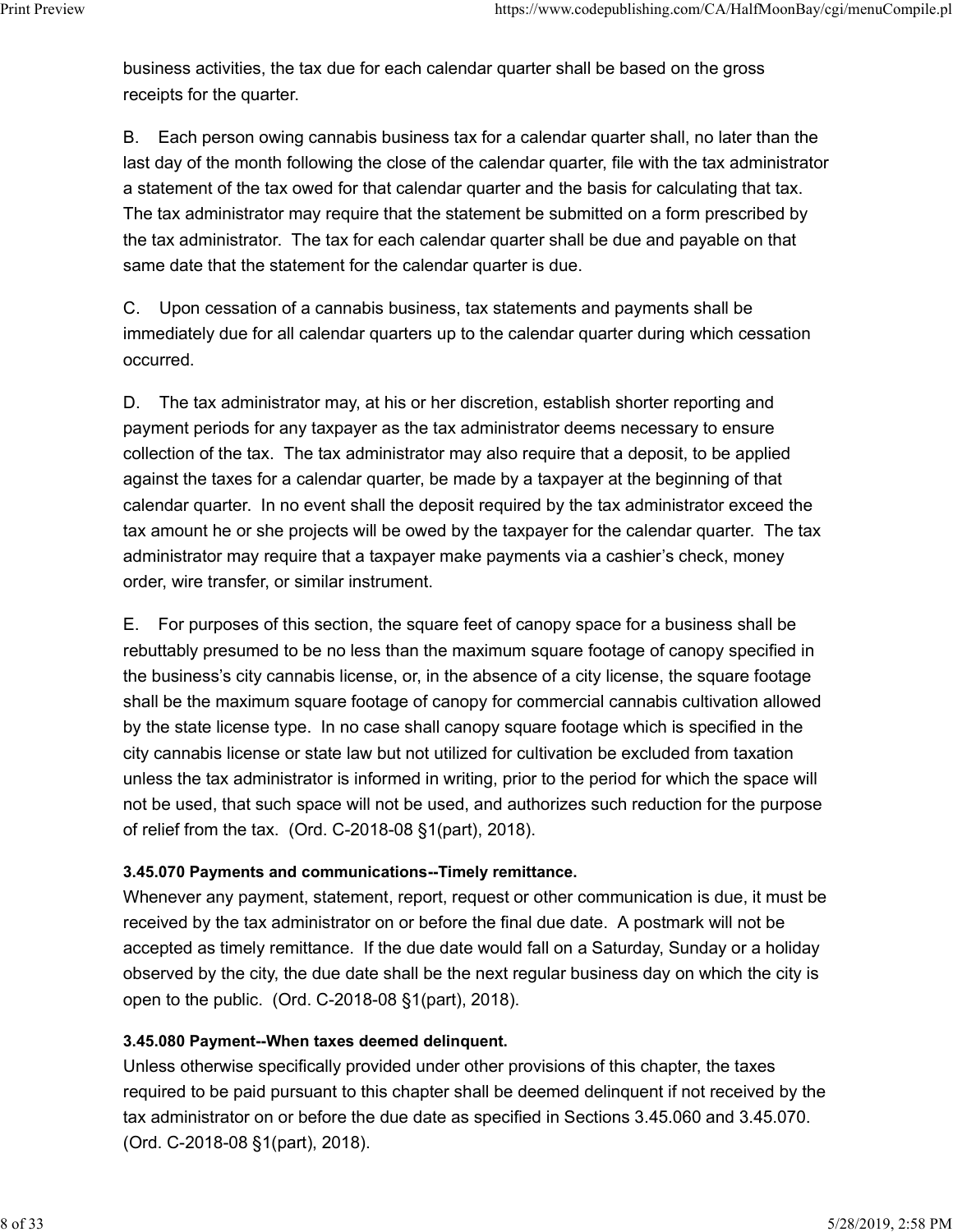business activities, the tax due for each calendar quarter shall be based on the gross receipts for the quarter.

B. Each person owing cannabis business tax for a calendar quarter shall, no later than the last day of the month following the close of the calendar quarter, file with the tax administrator a statement of the tax owed for that calendar quarter and the basis for calculating that tax. The tax administrator may require that the statement be submitted on a form prescribed by the tax administrator. The tax for each calendar quarter shall be due and payable on that same date that the statement for the calendar quarter is due.

C. Upon cessation of a cannabis business, tax statements and payments shall be immediately due for all calendar quarters up to the calendar quarter during which cessation occurred.

D. The tax administrator may, at his or her discretion, establish shorter reporting and payment periods for any taxpayer as the tax administrator deems necessary to ensure collection of the tax. The tax administrator may also require that a deposit, to be applied against the taxes for a calendar quarter, be made by a taxpayer at the beginning of that calendar quarter. In no event shall the deposit required by the tax administrator exceed the tax amount he or she projects will be owed by the taxpayer for the calendar quarter. The tax administrator may require that a taxpayer make payments via a cashier's check, money order, wire transfer, or similar instrument.

E. For purposes of this section, the square feet of canopy space for a business shall be rebuttably presumed to be no less than the maximum square footage of canopy specified in the business's city cannabis license, or, in the absence of a city license, the square footage shall be the maximum square footage of canopy for commercial cannabis cultivation allowed by the state license type. In no case shall canopy square footage which is specified in the city cannabis license or state law but not utilized for cultivation be excluded from taxation unless the tax administrator is informed in writing, prior to the period for which the space will not be used, that such space will not be used, and authorizes such reduction for the purpose of relief from the tax. (Ord. C-2018-08 §1(part), 2018).

**3.45.070 Payments and communications--Timely remittance.**

Whenever any payment, statement, report, request or other communication is due, it must be received by the tax administrator on or before the final due date. A postmark will not be accepted as timely remittance. If the due date would fall on a Saturday, Sunday or a holiday observed by the city, the due date shall be the next regular business day on which the city is open to the public. (Ord. C-2018-08 §1(part), 2018).

**3.45.080 Payment--When taxes deemed delinquent.**

Unless otherwise specifically provided under other provisions of this chapter, the taxes required to be paid pursuant to this chapter shall be deemed delinquent if not received by the tax administrator on or before the due date as specified in Sections 3.45.060 and 3.45.070. (Ord. C-2018-08 §1(part), 2018).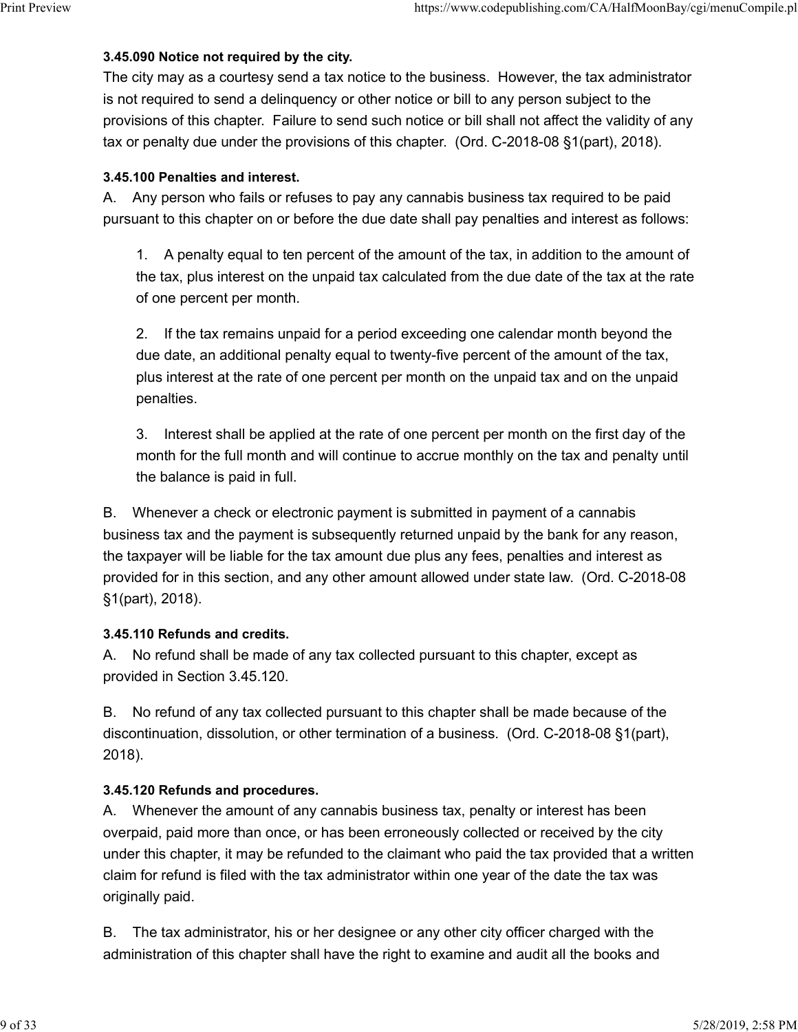**3.45.090 Notice not required by the city.**

The city may as a courtesy send a tax notice to the business. However, the tax administrator is not required to send a delinquency or other notice or bill to any person subject to the provisions of this chapter. Failure to send such notice or bill shall not affect the validity of any tax or penalty due under the provisions of this chapter. (Ord. C-2018-08 §1(part), 2018).

**3.45.100 Penalties and interest.**

A. Any person who fails or refuses to pay any cannabis business tax required to be paid pursuant to this chapter on or before the due date shall pay penalties and interest as follows:

> 1. A penalty equal to ten percent of the amount of the tax, in addition to the amount of the tax, plus interest on the unpaid tax calculated from the due date of the tax at the rate of one percent per month.
>
> 2. If the tax remains unpaid for a period exceeding one calendar month beyond the due date, an additional penalty equal to twenty-five percent of the amount of the tax, plus interest at the rate of one percent per month on the unpaid tax and on the unpaid penalties.
>
> 3. Interest shall be applied at the rate of one percent per month on the first day of the month for the full month and will continue to accrue monthly on the tax and penalty until the balance is paid in full.

B. Whenever a check or electronic payment is submitted in payment of a cannabis business tax and the payment is subsequently returned unpaid by the bank for any reason, the taxpayer will be liable for the tax amount due plus any fees, penalties and interest as provided for in this section, and any other amount allowed under state law. (Ord. C-2018-08 §1(part), 2018).

**3.45.110 Refunds and credits.**

A. No refund shall be made of any tax collected pursuant to this chapter, except as provided in Section 3.45.120.

B. No refund of any tax collected pursuant to this chapter shall be made because of the discontinuation, dissolution, or other termination of a business. (Ord. C-2018-08 §1(part), 2018).

**3.45.120 Refunds and procedures.**

A. Whenever the amount of any cannabis business tax, penalty or interest has been overpaid, paid more than once, or has been erroneously collected or received by the city under this chapter, it may be refunded to the claimant who paid the tax provided that a written claim for refund is filed with the tax administrator within one year of the date the tax was originally paid.

B. The tax administrator, his or her designee or any other city officer charged with the administration of this chapter shall have the right to examine and audit all the books and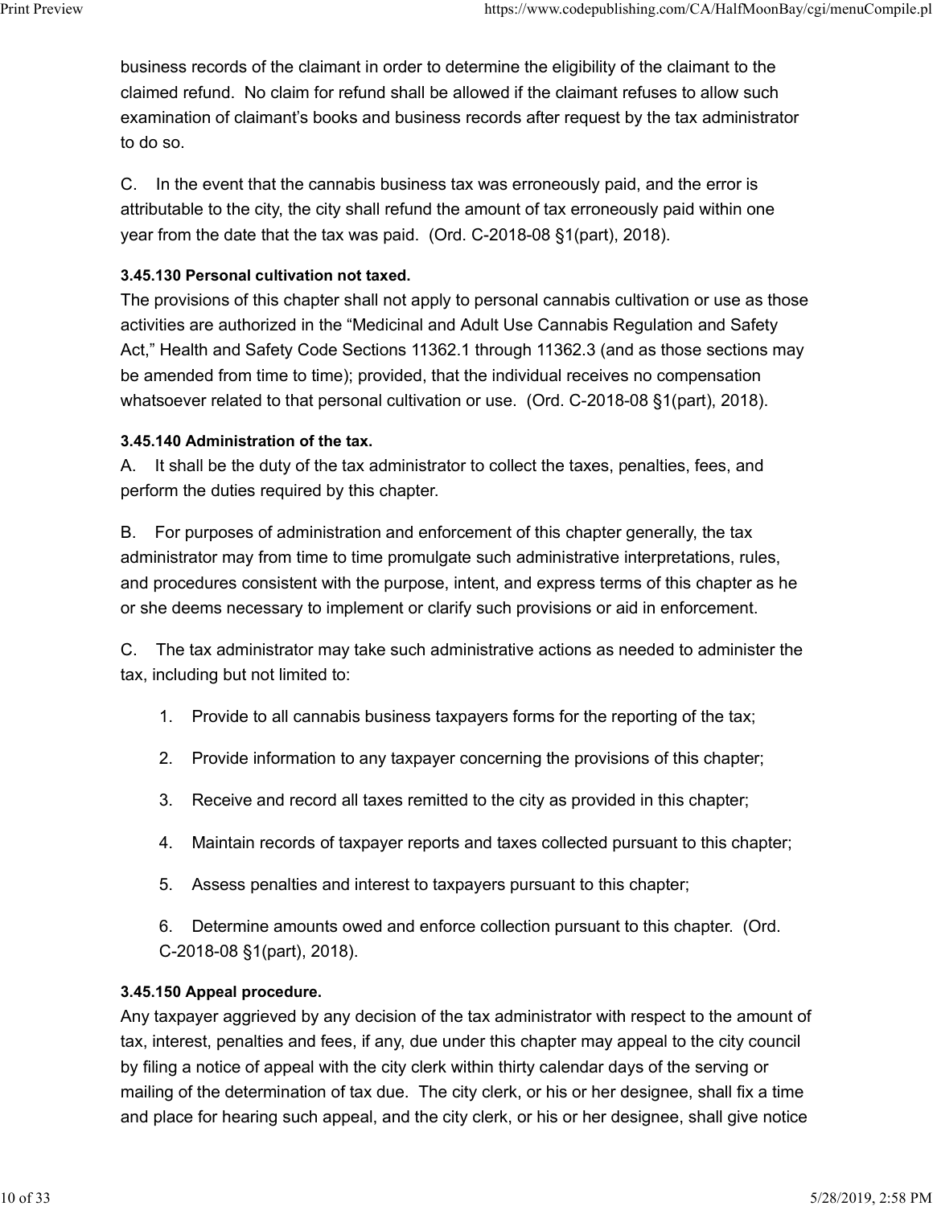business records of the claimant in order to determine the eligibility of the claimant to the claimed refund. No claim for refund shall be allowed if the claimant refuses to allow such examination of claimant's books and business records after request by the tax administrator to do so.

C. In the event that the cannabis business tax was erroneously paid, and the error is attributable to the city, the city shall refund the amount of tax erroneously paid within one year from the date that the tax was paid. (Ord. C-2018-08 §1(part), 2018).

**3.45.130 Personal cultivation not taxed.**

The provisions of this chapter shall not apply to personal cannabis cultivation or use as those activities are authorized in the "Medicinal and Adult Use Cannabis Regulation and Safety Act," Health and Safety Code Sections 11362.1 through 11362.3 (and as those sections may be amended from time to time); provided, that the individual receives no compensation whatsoever related to that personal cultivation or use. (Ord. C-2018-08 §1(part), 2018).

**3.45.140 Administration of the tax.**

A. It shall be the duty of the tax administrator to collect the taxes, penalties, fees, and perform the duties required by this chapter.

B. For purposes of administration and enforcement of this chapter generally, the tax administrator may from time to time promulgate such administrative interpretations, rules, and procedures consistent with the purpose, intent, and express terms of this chapter as he or she deems necessary to implement or clarify such provisions or aid in enforcement.

C. The tax administrator may take such administrative actions as needed to administer the tax, including but not limited to:

1. Provide to all cannabis business taxpayers forms for the reporting of the tax;
2. Provide information to any taxpayer concerning the provisions of this chapter;
3. Receive and record all taxes remitted to the city as provided in this chapter;
4. Maintain records of taxpayer reports and taxes collected pursuant to this chapter;
5. Assess penalties and interest to taxpayers pursuant to this chapter;
6. Determine amounts owed and enforce collection pursuant to this chapter. (Ord. C-2018-08 §1(part), 2018).

**3.45.150 Appeal procedure.**

Any taxpayer aggrieved by any decision of the tax administrator with respect to the amount of tax, interest, penalties and fees, if any, due under this chapter may appeal to the city council by filing a notice of appeal with the city clerk within thirty calendar days of the serving or mailing of the determination of tax due. The city clerk, or his or her designee, shall fix a time and place for hearing such appeal, and the city clerk, or his or her designee, shall give notice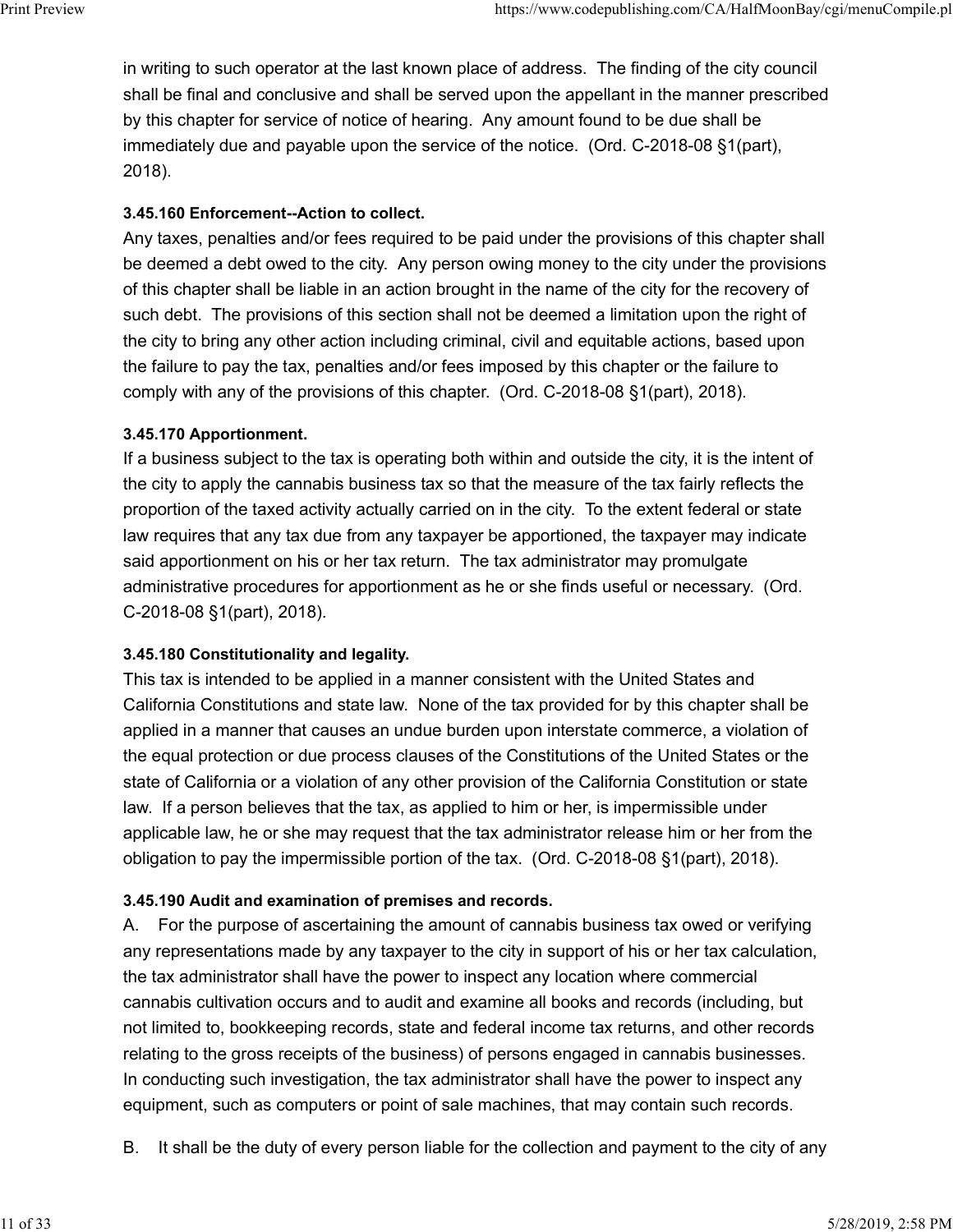in writing to such operator at the last known place of address. The finding of the city council shall be final and conclusive and shall be served upon the appellant in the manner prescribed by this chapter for service of notice of hearing. Any amount found to be due shall be immediately due and payable upon the service of the notice. (Ord. C-2018-08 §1(part), 2018).

**3.45.160 Enforcement--Action to collect.**

Any taxes, penalties and/or fees required to be paid under the provisions of this chapter shall be deemed a debt owed to the city. Any person owing money to the city under the provisions of this chapter shall be liable in an action brought in the name of the city for the recovery of such debt. The provisions of this section shall not be deemed a limitation upon the right of the city to bring any other action including criminal, civil and equitable actions, based upon the failure to pay the tax, penalties and/or fees imposed by this chapter or the failure to comply with any of the provisions of this chapter. (Ord. C-2018-08 §1(part), 2018).

**3.45.170 Apportionment.**

If a business subject to the tax is operating both within and outside the city, it is the intent of the city to apply the cannabis business tax so that the measure of the tax fairly reflects the proportion of the taxed activity actually carried on in the city. To the extent federal or state law requires that any tax due from any taxpayer be apportioned, the taxpayer may indicate said apportionment on his or her tax return. The tax administrator may promulgate administrative procedures for apportionment as he or she finds useful or necessary. (Ord. C-2018-08 §1(part), 2018).

**3.45.180 Constitutionality and legality.**

This tax is intended to be applied in a manner consistent with the United States and California Constitutions and state law. None of the tax provided for by this chapter shall be applied in a manner that causes an undue burden upon interstate commerce, a violation of the equal protection or due process clauses of the Constitutions of the United States or the state of California or a violation of any other provision of the California Constitution or state law. If a person believes that the tax, as applied to him or her, is impermissible under applicable law, he or she may request that the tax administrator release him or her from the obligation to pay the impermissible portion of the tax. (Ord. C-2018-08 §1(part), 2018).

**3.45.190 Audit and examination of premises and records.**

A. For the purpose of ascertaining the amount of cannabis business tax owed or verifying any representations made by any taxpayer to the city in support of his or her tax calculation, the tax administrator shall have the power to inspect any location where commercial cannabis cultivation occurs and to audit and examine all books and records (including, but not limited to, bookkeeping records, state and federal income tax returns, and other records relating to the gross receipts of the business) of persons engaged in cannabis businesses. In conducting such investigation, the tax administrator shall have the power to inspect any equipment, such as computers or point of sale machines, that may contain such records.

B. It shall be the duty of every person liable for the collection and payment to the city of any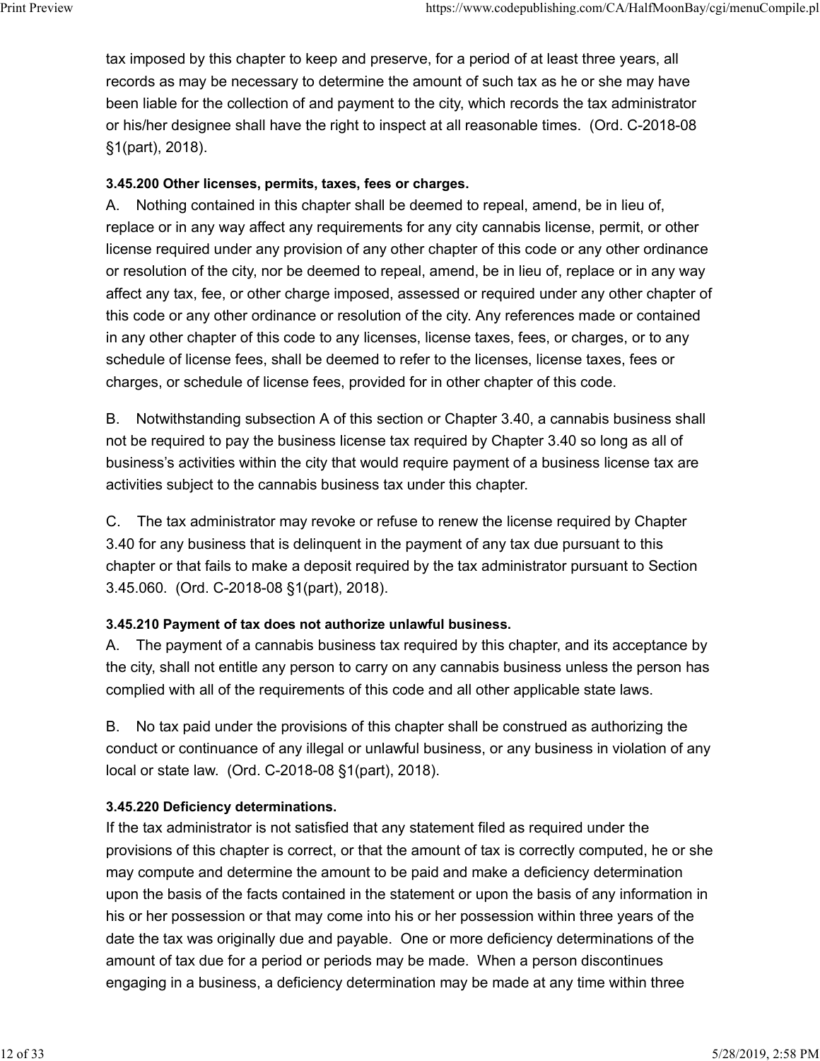tax imposed by this chapter to keep and preserve, for a period of at least three years, all records as may be necessary to determine the amount of such tax as he or she may have been liable for the collection of and payment to the city, which records the tax administrator or his/her designee shall have the right to inspect at all reasonable times. (Ord. C-2018-08 §1(part), 2018).

**3.45.200 Other licenses, permits, taxes, fees or charges.**

A. Nothing contained in this chapter shall be deemed to repeal, amend, be in lieu of, replace or in any way affect any requirements for any city cannabis license, permit, or other license required under any provision of any other chapter of this code or any other ordinance or resolution of the city, nor be deemed to repeal, amend, be in lieu of, replace or in any way affect any tax, fee, or other charge imposed, assessed or required under any other chapter of this code or any other ordinance or resolution of the city. Any references made or contained in any other chapter of this code to any licenses, license taxes, fees, or charges, or to any schedule of license fees, shall be deemed to refer to the licenses, license taxes, fees or charges, or schedule of license fees, provided for in other chapter of this code.

B. Notwithstanding subsection A of this section or Chapter 3.40, a cannabis business shall not be required to pay the business license tax required by Chapter 3.40 so long as all of business's activities within the city that would require payment of a business license tax are activities subject to the cannabis business tax under this chapter.

C. The tax administrator may revoke or refuse to renew the license required by Chapter 3.40 for any business that is delinquent in the payment of any tax due pursuant to this chapter or that fails to make a deposit required by the tax administrator pursuant to Section 3.45.060. (Ord. C-2018-08 §1(part), 2018).

**3.45.210 Payment of tax does not authorize unlawful business.**

A. The payment of a cannabis business tax required by this chapter, and its acceptance by the city, shall not entitle any person to carry on any cannabis business unless the person has complied with all of the requirements of this code and all other applicable state laws.

B. No tax paid under the provisions of this chapter shall be construed as authorizing the conduct or continuance of any illegal or unlawful business, or any business in violation of any local or state law. (Ord. C-2018-08 §1(part), 2018).

**3.45.220 Deficiency determinations.**

If the tax administrator is not satisfied that any statement filed as required under the provisions of this chapter is correct, or that the amount of tax is correctly computed, he or she may compute and determine the amount to be paid and make a deficiency determination upon the basis of the facts contained in the statement or upon the basis of any information in his or her possession or that may come into his or her possession within three years of the date the tax was originally due and payable. One or more deficiency determinations of the amount of tax due for a period or periods may be made. When a person discontinues engaging in a business, a deficiency determination may be made at any time within three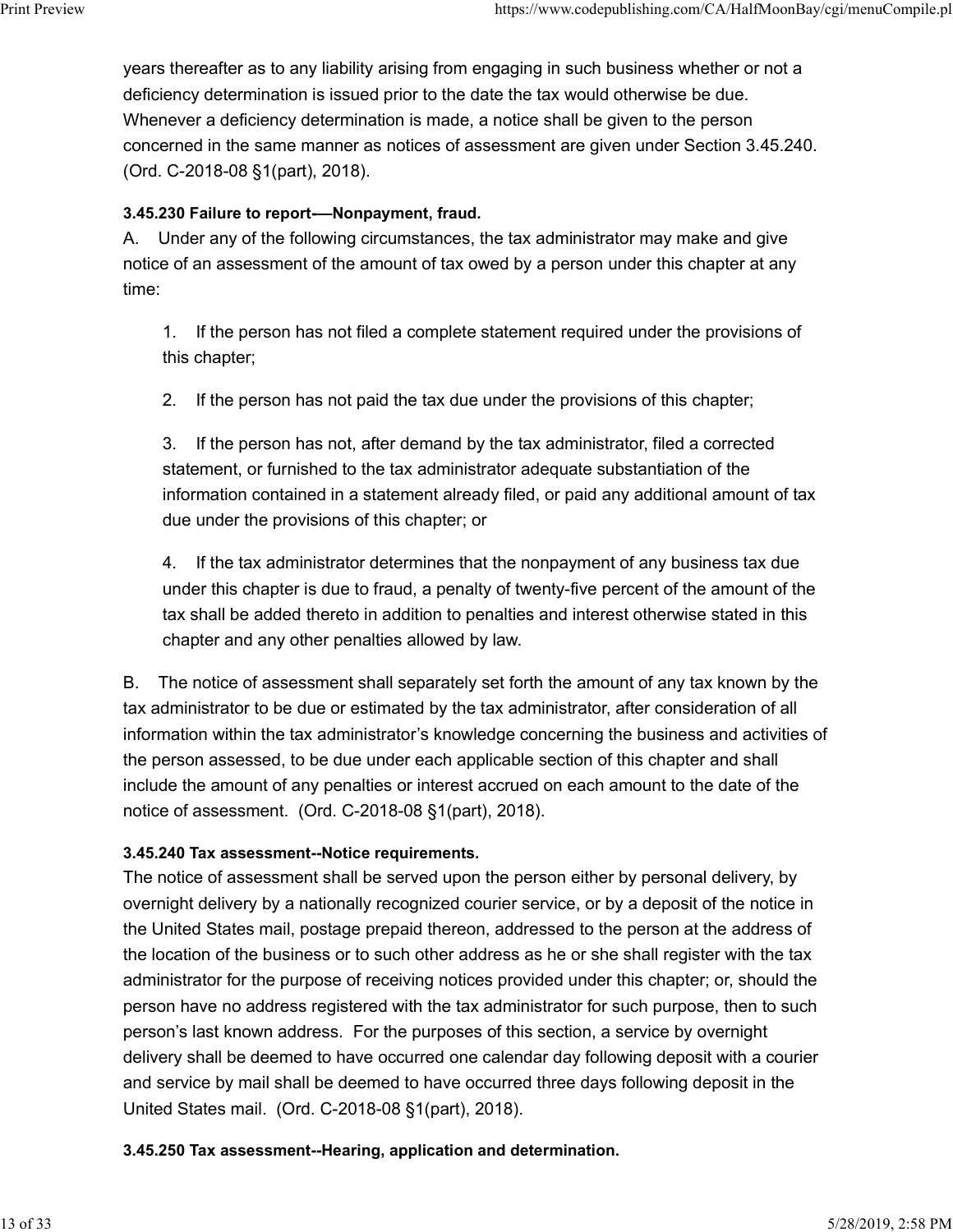years thereafter as to any liability arising from engaging in such business whether or not a deficiency determination is issued prior to the date the tax would otherwise be due. Whenever a deficiency determination is made, a notice shall be given to the person concerned in the same manner as notices of assessment are given under Section 3.45.240. (Ord. C-2018-08 §1(part), 2018).

**3.45.230 Failure to report-—Nonpayment, fraud.**

A. Under any of the following circumstances, the tax administrator may make and give notice of an assessment of the amount of tax owed by a person under this chapter at any time:

1. If the person has not filed a complete statement required under the provisions of this chapter;

2. If the person has not paid the tax due under the provisions of this chapter;

3. If the person has not, after demand by the tax administrator, filed a corrected statement, or furnished to the tax administrator adequate substantiation of the information contained in a statement already filed, or paid any additional amount of tax due under the provisions of this chapter; or

4. If the tax administrator determines that the nonpayment of any business tax due under this chapter is due to fraud, a penalty of twenty-five percent of the amount of the tax shall be added thereto in addition to penalties and interest otherwise stated in this chapter and any other penalties allowed by law.

B. The notice of assessment shall separately set forth the amount of any tax known by the tax administrator to be due or estimated by the tax administrator, after consideration of all information within the tax administrator's knowledge concerning the business and activities of the person assessed, to be due under each applicable section of this chapter and shall include the amount of any penalties or interest accrued on each amount to the date of the notice of assessment. (Ord. C-2018-08 §1(part), 2018).

**3.45.240 Tax assessment--Notice requirements.**

The notice of assessment shall be served upon the person either by personal delivery, by overnight delivery by a nationally recognized courier service, or by a deposit of the notice in the United States mail, postage prepaid thereon, addressed to the person at the address of the location of the business or to such other address as he or she shall register with the tax administrator for the purpose of receiving notices provided under this chapter; or, should the person have no address registered with the tax administrator for such purpose, then to such person's last known address. For the purposes of this section, a service by overnight delivery shall be deemed to have occurred one calendar day following deposit with a courier and service by mail shall be deemed to have occurred three days following deposit in the United States mail. (Ord. C-2018-08 §1(part), 2018).

**3.45.250 Tax assessment--Hearing, application and determination.**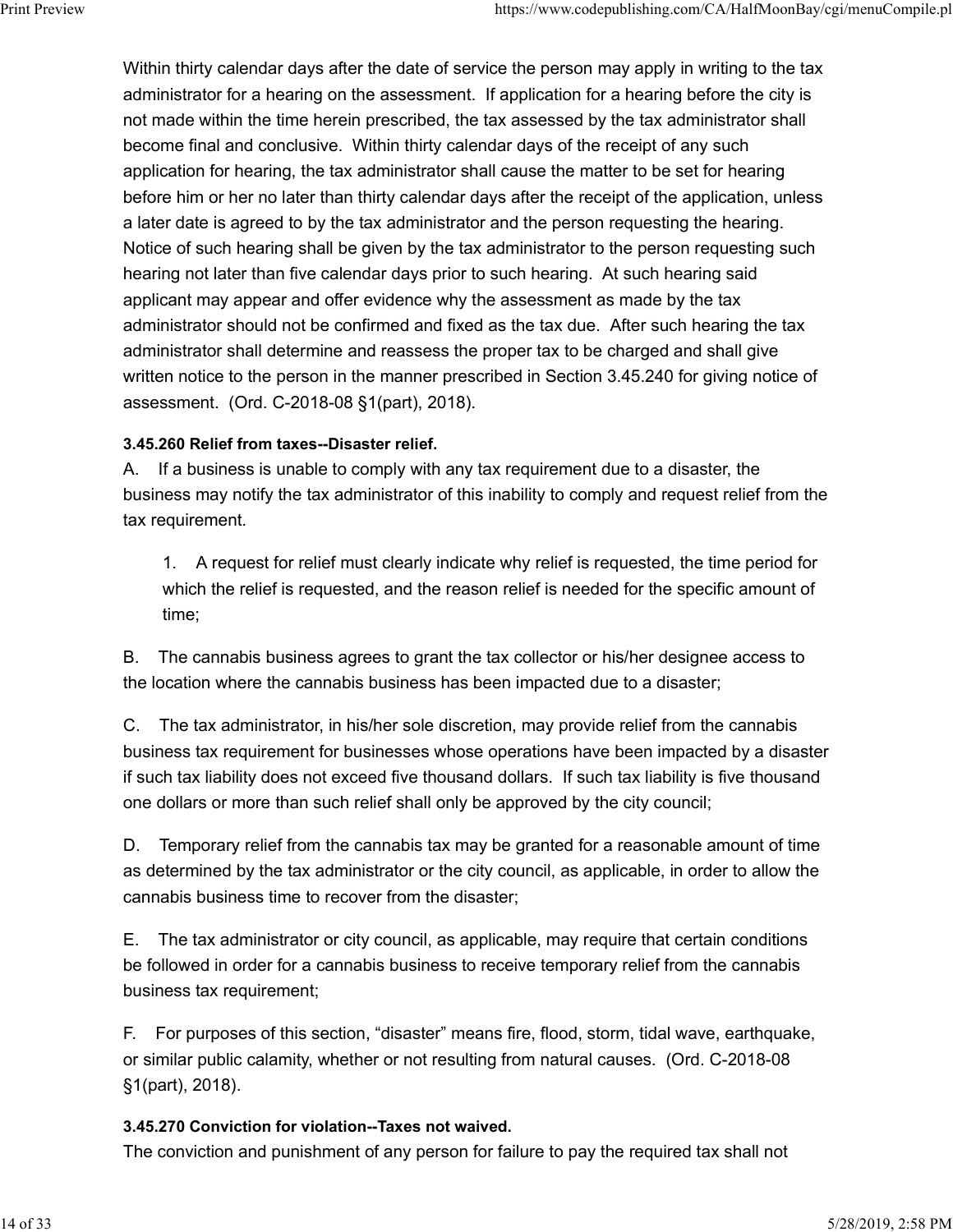Within thirty calendar days after the date of service the person may apply in writing to the tax administrator for a hearing on the assessment. If application for a hearing before the city is not made within the time herein prescribed, the tax assessed by the tax administrator shall become final and conclusive. Within thirty calendar days of the receipt of any such application for hearing, the tax administrator shall cause the matter to be set for hearing before him or her no later than thirty calendar days after the receipt of the application, unless a later date is agreed to by the tax administrator and the person requesting the hearing. Notice of such hearing shall be given by the tax administrator to the person requesting such hearing not later than five calendar days prior to such hearing. At such hearing said applicant may appear and offer evidence why the assessment as made by the tax administrator should not be confirmed and fixed as the tax due. After such hearing the tax administrator shall determine and reassess the proper tax to be charged and shall give written notice to the person in the manner prescribed in Section 3.45.240 for giving notice of assessment. (Ord. C-2018-08 §1(part), 2018).

**3.45.260 Relief from taxes--Disaster relief.**

A. If a business is unable to comply with any tax requirement due to a disaster, the business may notify the tax administrator of this inability to comply and request relief from the tax requirement.

> 1. A request for relief must clearly indicate why relief is requested, the time period for which the relief is requested, and the reason relief is needed for the specific amount of time;

B. The cannabis business agrees to grant the tax collector or his/her designee access to the location where the cannabis business has been impacted due to a disaster;

C. The tax administrator, in his/her sole discretion, may provide relief from the cannabis business tax requirement for businesses whose operations have been impacted by a disaster if such tax liability does not exceed five thousand dollars. If such tax liability is five thousand one dollars or more than such relief shall only be approved by the city council;

D. Temporary relief from the cannabis tax may be granted for a reasonable amount of time as determined by the tax administrator or the city council, as applicable, in order to allow the cannabis business time to recover from the disaster;

E. The tax administrator or city council, as applicable, may require that certain conditions be followed in order for a cannabis business to receive temporary relief from the cannabis business tax requirement;

F. For purposes of this section, "disaster" means fire, flood, storm, tidal wave, earthquake, or similar public calamity, whether or not resulting from natural causes. (Ord. C-2018-08 §1(part), 2018).

**3.45.270 Conviction for violation--Taxes not waived.**

The conviction and punishment of any person for failure to pay the required tax shall not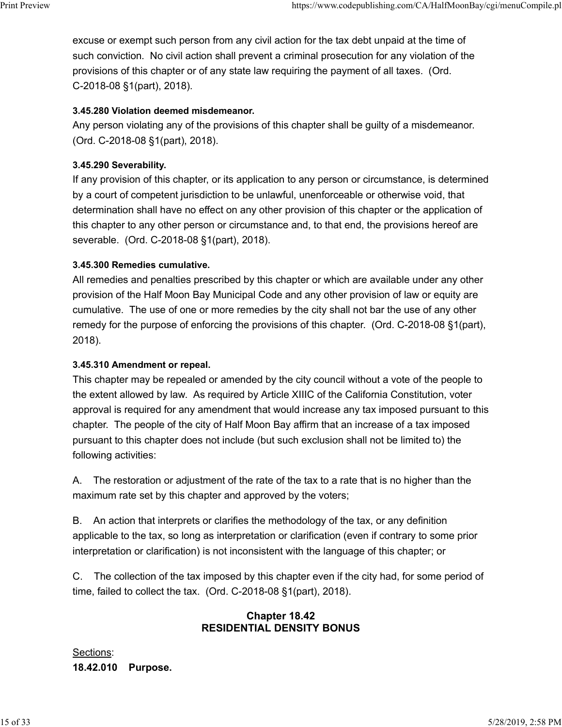excuse or exempt such person from any civil action for the tax debt unpaid at the time of such conviction. No civil action shall prevent a criminal prosecution for any violation of the provisions of this chapter or of any state law requiring the payment of all taxes. (Ord. C-2018-08 §1(part), 2018).

**3.45.280 Violation deemed misdemeanor.**

Any person violating any of the provisions of this chapter shall be guilty of a misdemeanor. (Ord. C-2018-08 §1(part), 2018).

**3.45.290 Severability.**

If any provision of this chapter, or its application to any person or circumstance, is determined by a court of competent jurisdiction to be unlawful, unenforceable or otherwise void, that determination shall have no effect on any other provision of this chapter or the application of this chapter to any other person or circumstance and, to that end, the provisions hereof are severable. (Ord. C-2018-08 §1(part), 2018).

**3.45.300 Remedies cumulative.**

All remedies and penalties prescribed by this chapter or which are available under any other provision of the Half Moon Bay Municipal Code and any other provision of law or equity are cumulative. The use of one or more remedies by the city shall not bar the use of any other remedy for the purpose of enforcing the provisions of this chapter. (Ord. C-2018-08 §1(part), 2018).

**3.45.310 Amendment or repeal.**

This chapter may be repealed or amended by the city council without a vote of the people to the extent allowed by law. As required by Article XIIIC of the California Constitution, voter approval is required for any amendment that would increase any tax imposed pursuant to this chapter. The people of the city of Half Moon Bay affirm that an increase of a tax imposed pursuant to this chapter does not include (but such exclusion shall not be limited to) the following activities:

A. The restoration or adjustment of the rate of the tax to a rate that is no higher than the maximum rate set by this chapter and approved by the voters;

B. An action that interprets or clarifies the methodology of the tax, or any definition applicable to the tax, so long as interpretation or clarification (even if contrary to some prior interpretation or clarification) is not inconsistent with the language of this chapter; or

C. The collection of the tax imposed by this chapter even if the city had, for some period of time, failed to collect the tax. (Ord. C-2018-08 §1(part), 2018).

## Chapter 18.42
## RESIDENTIAL DENSITY BONUS

Sections:

**18.42.010 Purpose.**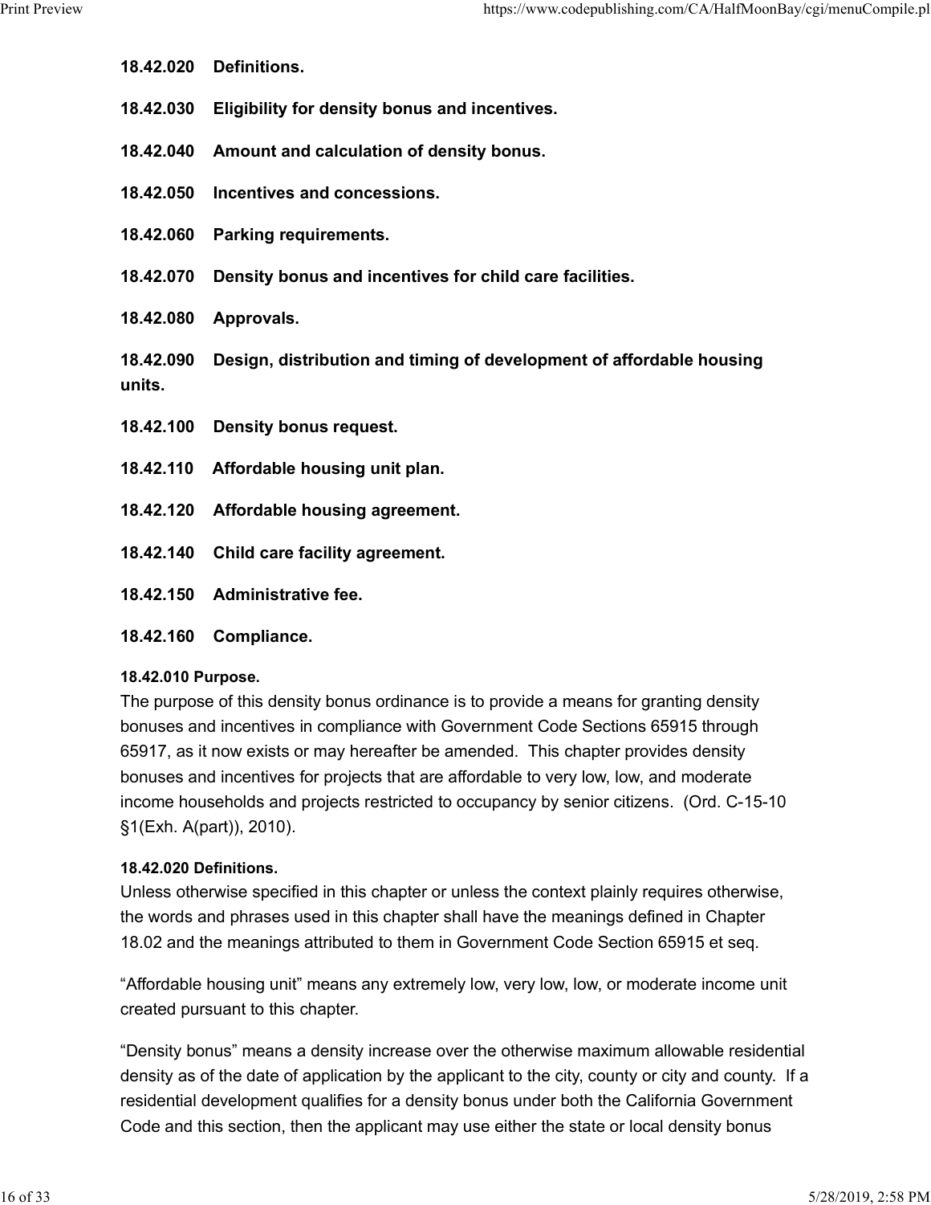**18.42.020 Definitions.**

**18.42.030 Eligibility for density bonus and incentives.**

**18.42.040 Amount and calculation of density bonus.**

**18.42.050 Incentives and concessions.**

**18.42.060 Parking requirements.**

**18.42.070 Density bonus and incentives for child care facilities.**

**18.42.080 Approvals.**

**18.42.090 Design, distribution and timing of development of affordable housing units.**

**18.42.100 Density bonus request.**

**18.42.110 Affordable housing unit plan.**

**18.42.120 Affordable housing agreement.**

**18.42.140 Child care facility agreement.**

**18.42.150 Administrative fee.**

**18.42.160 Compliance.**

**18.42.010 Purpose.**

The purpose of this density bonus ordinance is to provide a means for granting density bonuses and incentives in compliance with Government Code Sections 65915 through 65917, as it now exists or may hereafter be amended. This chapter provides density bonuses and incentives for projects that are affordable to very low, low, and moderate income households and projects restricted to occupancy by senior citizens. (Ord. C-15-10 §1(Exh. A(part)), 2010).

**18.42.020 Definitions.**

Unless otherwise specified in this chapter or unless the context plainly requires otherwise, the words and phrases used in this chapter shall have the meanings defined in Chapter 18.02 and the meanings attributed to them in Government Code Section 65915 et seq.

"Affordable housing unit" means any extremely low, very low, low, or moderate income unit created pursuant to this chapter.

"Density bonus" means a density increase over the otherwise maximum allowable residential density as of the date of application by the applicant to the city, county or city and county. If a residential development qualifies for a density bonus under both the California Government Code and this section, then the applicant may use either the state or local density bonus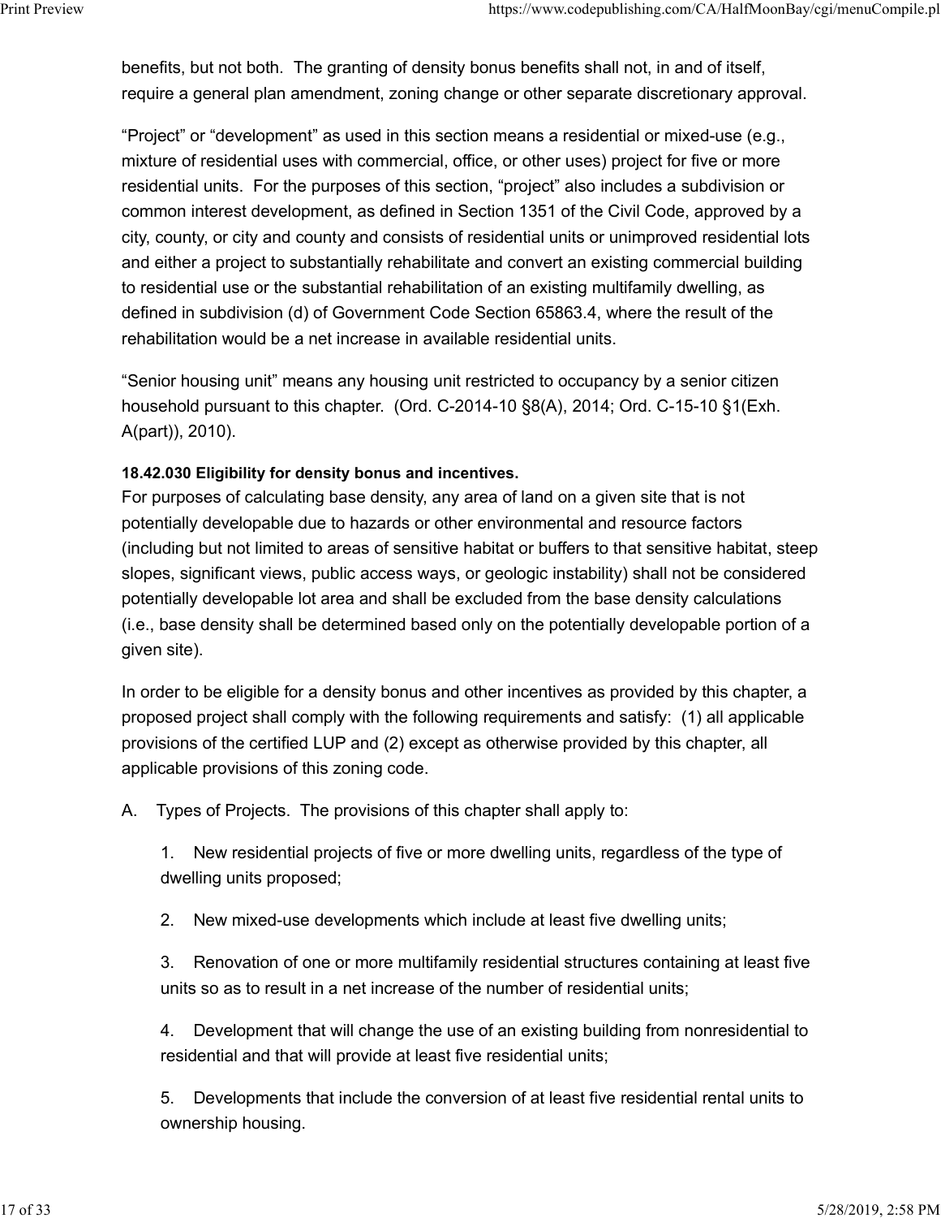benefits, but not both. The granting of density bonus benefits shall not, in and of itself, require a general plan amendment, zoning change or other separate discretionary approval.

"Project" or "development" as used in this section means a residential or mixed-use (e.g., mixture of residential uses with commercial, office, or other uses) project for five or more residential units. For the purposes of this section, "project" also includes a subdivision or common interest development, as defined in Section 1351 of the Civil Code, approved by a city, county, or city and county and consists of residential units or unimproved residential lots and either a project to substantially rehabilitate and convert an existing commercial building to residential use or the substantial rehabilitation of an existing multifamily dwelling, as defined in subdivision (d) of Government Code Section 65863.4, where the result of the rehabilitation would be a net increase in available residential units.

"Senior housing unit" means any housing unit restricted to occupancy by a senior citizen household pursuant to this chapter. (Ord. C-2014-10 §8(A), 2014; Ord. C-15-10 §1(Exh. A(part)), 2010).

**18.42.030 Eligibility for density bonus and incentives.**

For purposes of calculating base density, any area of land on a given site that is not potentially developable due to hazards or other environmental and resource factors (including but not limited to areas of sensitive habitat or buffers to that sensitive habitat, steep slopes, significant views, public access ways, or geologic instability) shall not be considered potentially developable lot area and shall be excluded from the base density calculations (i.e., base density shall be determined based only on the potentially developable portion of a given site).

In order to be eligible for a density bonus and other incentives as provided by this chapter, a proposed project shall comply with the following requirements and satisfy: (1) all applicable provisions of the certified LUP and (2) except as otherwise provided by this chapter, all applicable provisions of this zoning code.

A. Types of Projects. The provisions of this chapter shall apply to:

1. New residential projects of five or more dwelling units, regardless of the type of dwelling units proposed;

2. New mixed-use developments which include at least five dwelling units;

3. Renovation of one or more multifamily residential structures containing at least five units so as to result in a net increase of the number of residential units;

4. Development that will change the use of an existing building from nonresidential to residential and that will provide at least five residential units;

5. Developments that include the conversion of at least five residential rental units to ownership housing.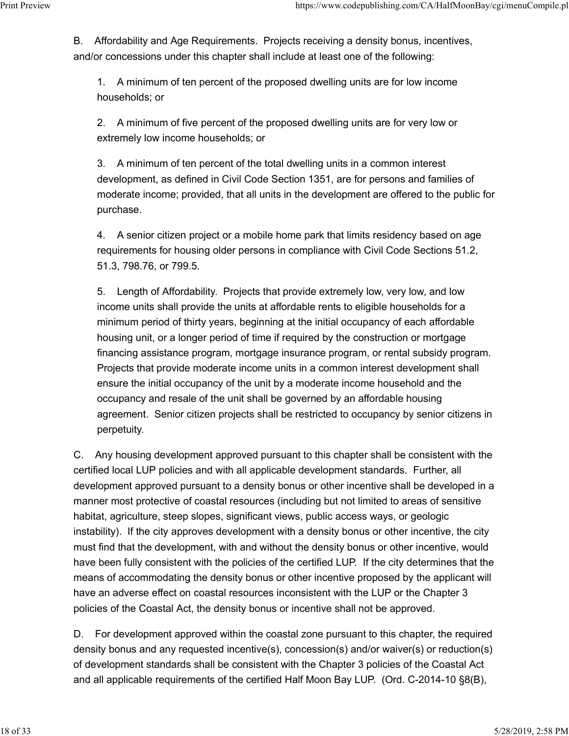B. Affordability and Age Requirements. Projects receiving a density bonus, incentives, and/or concessions under this chapter shall include at least one of the following:

1. A minimum of ten percent of the proposed dwelling units are for low income households; or

2. A minimum of five percent of the proposed dwelling units are for very low or extremely low income households; or

3. A minimum of ten percent of the total dwelling units in a common interest development, as defined in Civil Code Section 1351, are for persons and families of moderate income; provided, that all units in the development are offered to the public for purchase.

4. A senior citizen project or a mobile home park that limits residency based on age requirements for housing older persons in compliance with Civil Code Sections 51.2, 51.3, 798.76, or 799.5.

5. Length of Affordability. Projects that provide extremely low, very low, and low income units shall provide the units at affordable rents to eligible households for a minimum period of thirty years, beginning at the initial occupancy of each affordable housing unit, or a longer period of time if required by the construction or mortgage financing assistance program, mortgage insurance program, or rental subsidy program. Projects that provide moderate income units in a common interest development shall ensure the initial occupancy of the unit by a moderate income household and the occupancy and resale of the unit shall be governed by an affordable housing agreement. Senior citizen projects shall be restricted to occupancy by senior citizens in perpetuity.

C. Any housing development approved pursuant to this chapter shall be consistent with the certified local LUP policies and with all applicable development standards. Further, all development approved pursuant to a density bonus or other incentive shall be developed in a manner most protective of coastal resources (including but not limited to areas of sensitive habitat, agriculture, steep slopes, significant views, public access ways, or geologic instability). If the city approves development with a density bonus or other incentive, the city must find that the development, with and without the density bonus or other incentive, would have been fully consistent with the policies of the certified LUP. If the city determines that the means of accommodating the density bonus or other incentive proposed by the applicant will have an adverse effect on coastal resources inconsistent with the LUP or the Chapter 3 policies of the Coastal Act, the density bonus or incentive shall not be approved.

D. For development approved within the coastal zone pursuant to this chapter, the required density bonus and any requested incentive(s), concession(s) and/or waiver(s) or reduction(s) of development standards shall be consistent with the Chapter 3 policies of the Coastal Act and all applicable requirements of the certified Half Moon Bay LUP. (Ord. C-2014-10 §8(B),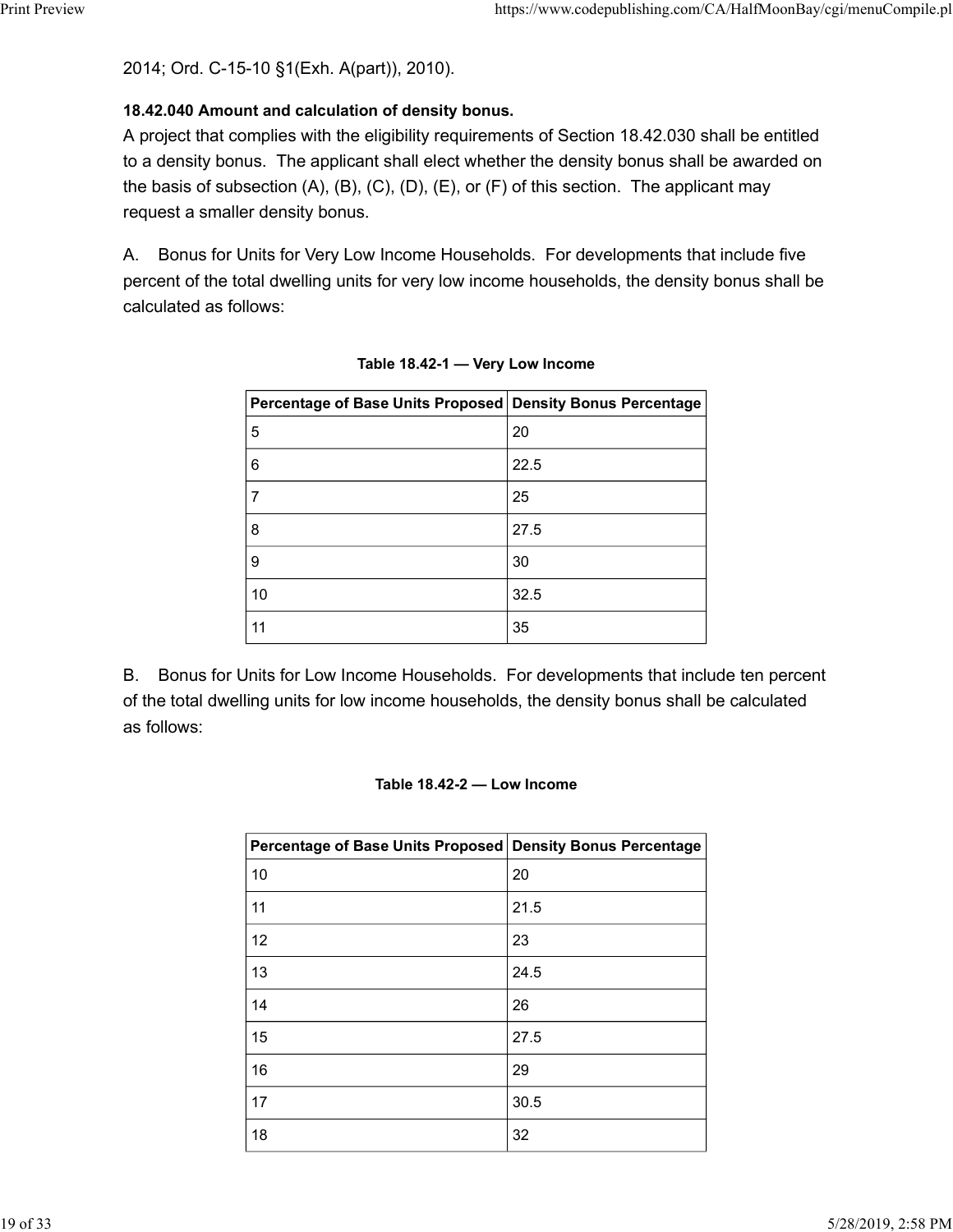2014; Ord. C-15-10 §1(Exh. A(part)), 2010).

**18.42.040 Amount and calculation of density bonus.**

A project that complies with the eligibility requirements of Section 18.42.030 shall be entitled to a density bonus. The applicant shall elect whether the density bonus shall be awarded on the basis of subsection (A), (B), (C), (D), (E), or (F) of this section. The applicant may request a smaller density bonus.

A. Bonus for Units for Very Low Income Households. For developments that include five percent of the total dwelling units for very low income households, the density bonus shall be calculated as follows:

**Table 18.42-1 — Very Low Income**

| Percentage of Base Units Proposed | Density Bonus Percentage |
|---|---|
| 5 | 20 |
| 6 | 22.5 |
| 7 | 25 |
| 8 | 27.5 |
| 9 | 30 |
| 10 | 32.5 |
| 11 | 35 |

B. Bonus for Units for Low Income Households. For developments that include ten percent of the total dwelling units for low income households, the density bonus shall be calculated as follows:

**Table 18.42-2 — Low Income**

| Percentage of Base Units Proposed | Density Bonus Percentage |
|---|---|
| 10 | 20 |
| 11 | 21.5 |
| 12 | 23 |
| 13 | 24.5 |
| 14 | 26 |
| 15 | 27.5 |
| 16 | 29 |
| 17 | 30.5 |
| 18 | 32 |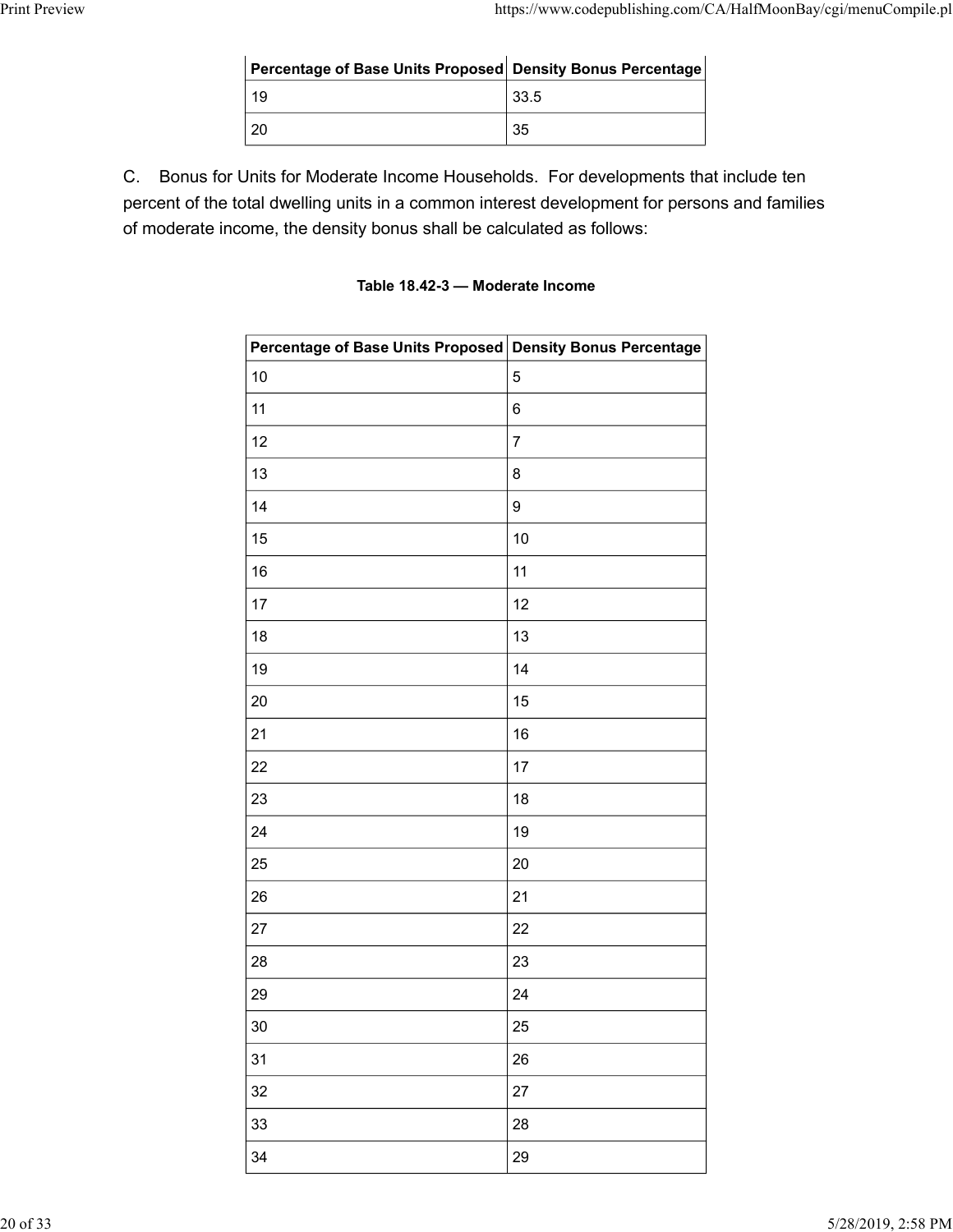| Percentage of Base Units Proposed | Density Bonus Percentage |
| --- | --- |
| 19 | 33.5 |
| 20 | 35 |

C. Bonus for Units for Moderate Income Households. For developments that include ten percent of the total dwelling units in a common interest development for persons and families of moderate income, the density bonus shall be calculated as follows:

**Table 18.42-3 — Moderate Income**

| Percentage of Base Units Proposed | Density Bonus Percentage |
| --- | --- |
| 10 | 5 |
| 11 | 6 |
| 12 | 7 |
| 13 | 8 |
| 14 | 9 |
| 15 | 10 |
| 16 | 11 |
| 17 | 12 |
| 18 | 13 |
| 19 | 14 |
| 20 | 15 |
| 21 | 16 |
| 22 | 17 |
| 23 | 18 |
| 24 | 19 |
| 25 | 20 |
| 26 | 21 |
| 27 | 22 |
| 28 | 23 |
| 29 | 24 |
| 30 | 25 |
| 31 | 26 |
| 32 | 27 |
| 33 | 28 |
| 34 | 29 |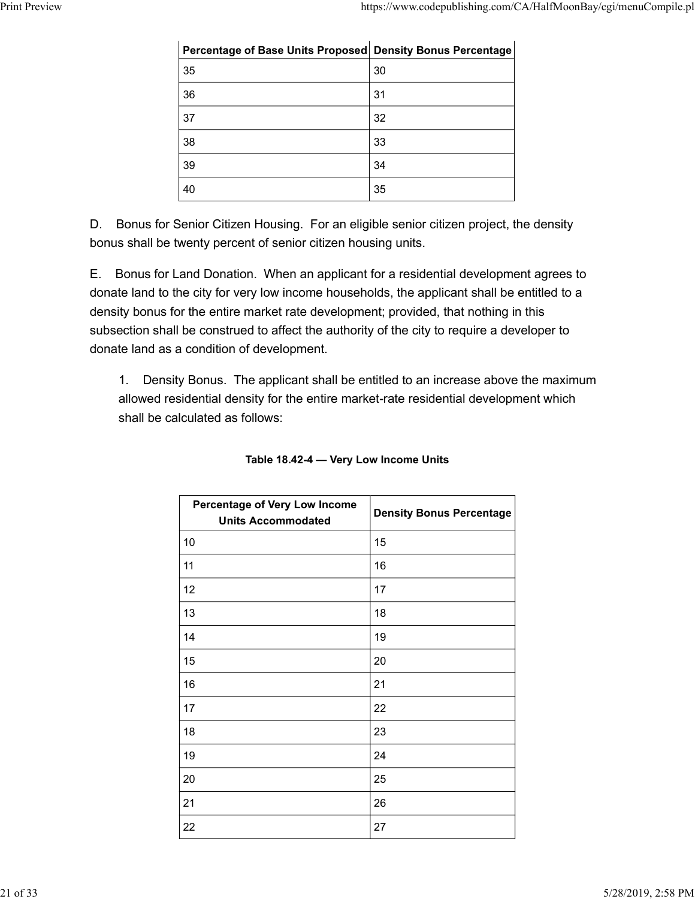| Percentage of Base Units Proposed | Density Bonus Percentage |
|---|---|
| 35 | 30 |
| 36 | 31 |
| 37 | 32 |
| 38 | 33 |
| 39 | 34 |
| 40 | 35 |

D. Bonus for Senior Citizen Housing. For an eligible senior citizen project, the density bonus shall be twenty percent of senior citizen housing units.

E. Bonus for Land Donation. When an applicant for a residential development agrees to donate land to the city for very low income households, the applicant shall be entitled to a density bonus for the entire market rate development; provided, that nothing in this subsection shall be construed to affect the authority of the city to require a developer to donate land as a condition of development.

1. Density Bonus. The applicant shall be entitled to an increase above the maximum allowed residential density for the entire market-rate residential development which shall be calculated as follows:

**Table 18.42-4 — Very Low Income Units**

| Percentage of Very Low Income Units Accommodated | Density Bonus Percentage |
|---|---|
| 10 | 15 |
| 11 | 16 |
| 12 | 17 |
| 13 | 18 |
| 14 | 19 |
| 15 | 20 |
| 16 | 21 |
| 17 | 22 |
| 18 | 23 |
| 19 | 24 |
| 20 | 25 |
| 21 | 26 |
| 22 | 27 |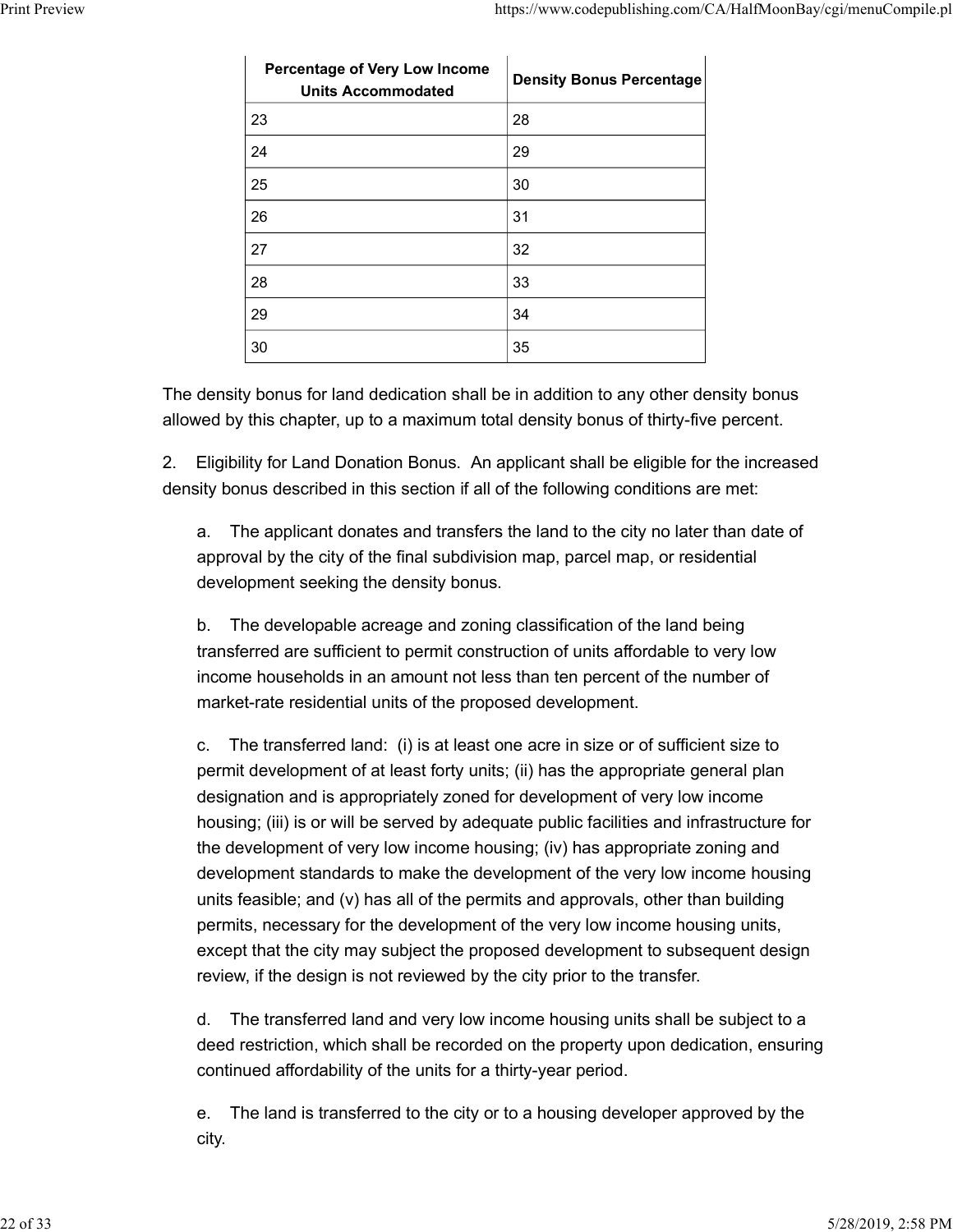| Percentage of Very Low Income Units Accommodated | Density Bonus Percentage |
|---|---|
| 23 | 28 |
| 24 | 29 |
| 25 | 30 |
| 26 | 31 |
| 27 | 32 |
| 28 | 33 |
| 29 | 34 |
| 30 | 35 |

The density bonus for land dedication shall be in addition to any other density bonus allowed by this chapter, up to a maximum total density bonus of thirty-five percent.

2. Eligibility for Land Donation Bonus. An applicant shall be eligible for the increased density bonus described in this section if all of the following conditions are met:

a. The applicant donates and transfers the land to the city no later than date of approval by the city of the final subdivision map, parcel map, or residential development seeking the density bonus.

b. The developable acreage and zoning classification of the land being transferred are sufficient to permit construction of units affordable to very low income households in an amount not less than ten percent of the number of market-rate residential units of the proposed development.

c. The transferred land: (i) is at least one acre in size or of sufficient size to permit development of at least forty units; (ii) has the appropriate general plan designation and is appropriately zoned for development of very low income housing; (iii) is or will be served by adequate public facilities and infrastructure for the development of very low income housing; (iv) has appropriate zoning and development standards to make the development of the very low income housing units feasible; and (v) has all of the permits and approvals, other than building permits, necessary for the development of the very low income housing units, except that the city may subject the proposed development to subsequent design review, if the design is not reviewed by the city prior to the transfer.

d. The transferred land and very low income housing units shall be subject to a deed restriction, which shall be recorded on the property upon dedication, ensuring continued affordability of the units for a thirty-year period.

e. The land is transferred to the city or to a housing developer approved by the city.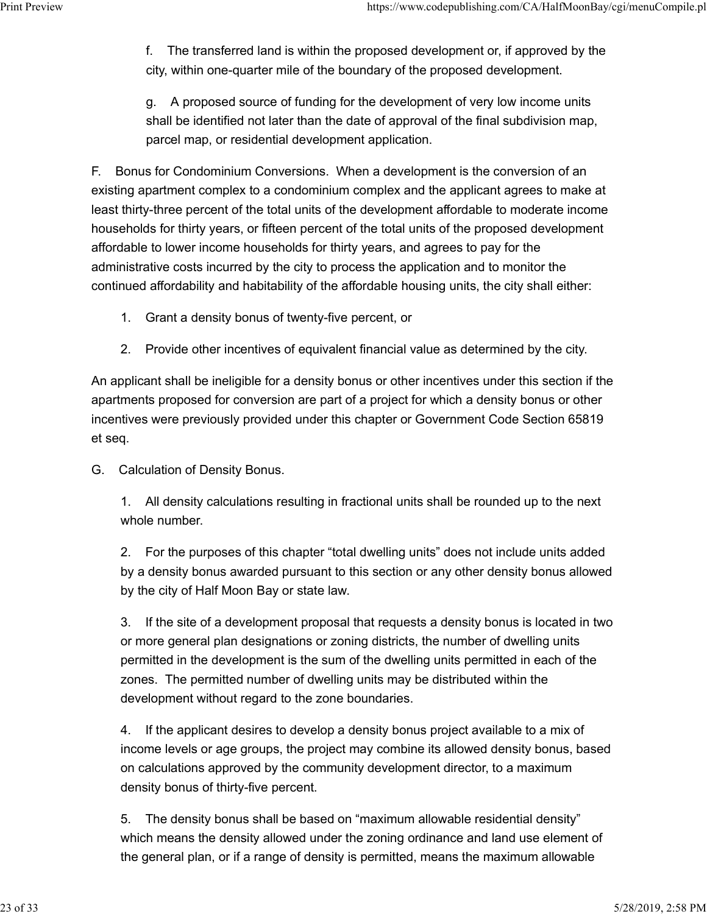f. The transferred land is within the proposed development or, if approved by the city, within one-quarter mile of the boundary of the proposed development.

g. A proposed source of funding for the development of very low income units shall be identified not later than the date of approval of the final subdivision map, parcel map, or residential development application.

F. Bonus for Condominium Conversions. When a development is the conversion of an existing apartment complex to a condominium complex and the applicant agrees to make at least thirty-three percent of the total units of the development affordable to moderate income households for thirty years, or fifteen percent of the total units of the proposed development affordable to lower income households for thirty years, and agrees to pay for the administrative costs incurred by the city to process the application and to monitor the continued affordability and habitability of the affordable housing units, the city shall either:

1. Grant a density bonus of twenty-five percent, or

2. Provide other incentives of equivalent financial value as determined by the city.

An applicant shall be ineligible for a density bonus or other incentives under this section if the apartments proposed for conversion are part of a project for which a density bonus or other incentives were previously provided under this chapter or Government Code Section 65819 et seq.

G. Calculation of Density Bonus.

1. All density calculations resulting in fractional units shall be rounded up to the next whole number.

2. For the purposes of this chapter "total dwelling units" does not include units added by a density bonus awarded pursuant to this section or any other density bonus allowed by the city of Half Moon Bay or state law.

3. If the site of a development proposal that requests a density bonus is located in two or more general plan designations or zoning districts, the number of dwelling units permitted in the development is the sum of the dwelling units permitted in each of the zones. The permitted number of dwelling units may be distributed within the development without regard to the zone boundaries.

4. If the applicant desires to develop a density bonus project available to a mix of income levels or age groups, the project may combine its allowed density bonus, based on calculations approved by the community development director, to a maximum density bonus of thirty-five percent.

5. The density bonus shall be based on "maximum allowable residential density" which means the density allowed under the zoning ordinance and land use element of the general plan, or if a range of density is permitted, means the maximum allowable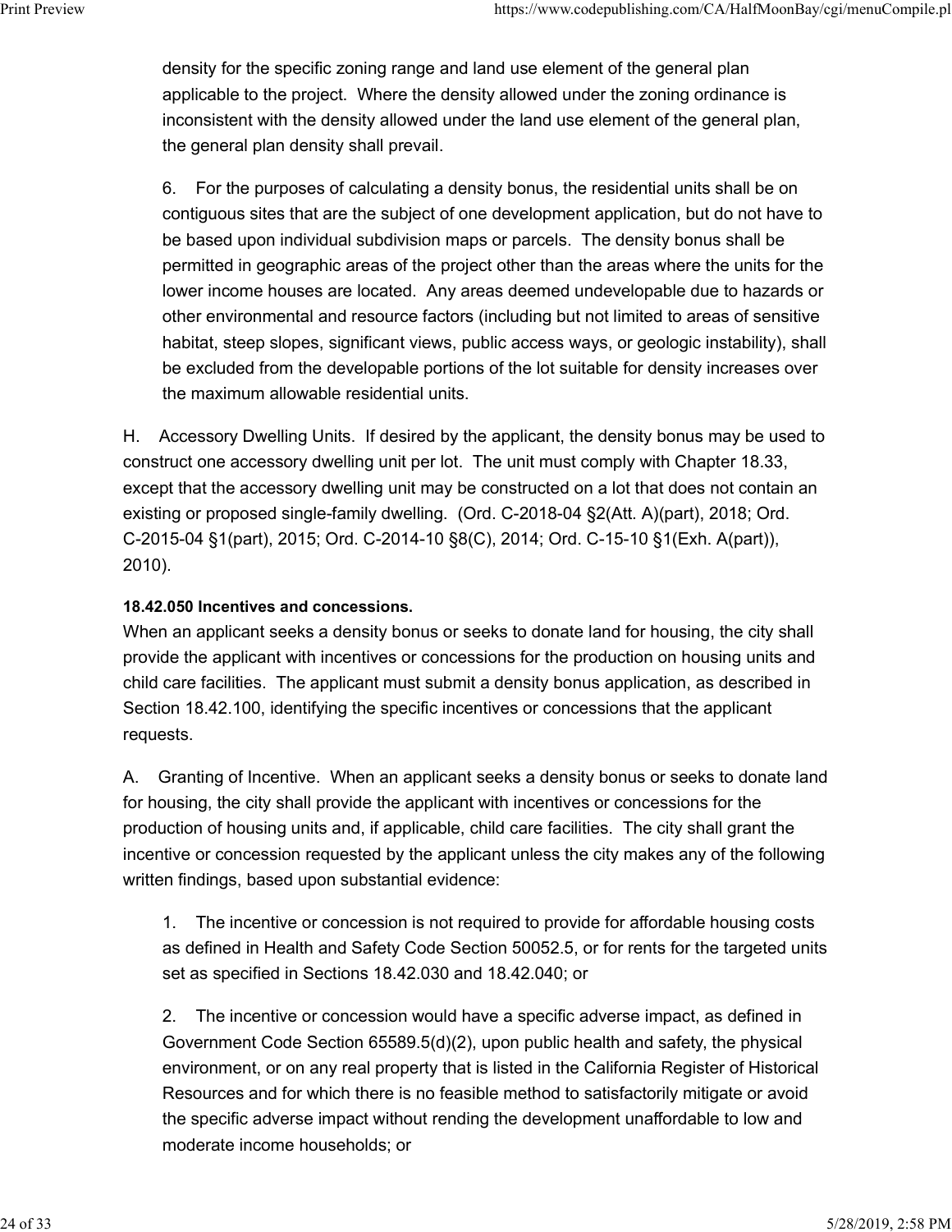density for the specific zoning range and land use element of the general plan applicable to the project. Where the density allowed under the zoning ordinance is inconsistent with the density allowed under the land use element of the general plan, the general plan density shall prevail.

6. For the purposes of calculating a density bonus, the residential units shall be on contiguous sites that are the subject of one development application, but do not have to be based upon individual subdivision maps or parcels. The density bonus shall be permitted in geographic areas of the project other than the areas where the units for the lower income houses are located. Any areas deemed undevelopable due to hazards or other environmental and resource factors (including but not limited to areas of sensitive habitat, steep slopes, significant views, public access ways, or geologic instability), shall be excluded from the developable portions of the lot suitable for density increases over the maximum allowable residential units.

H. Accessory Dwelling Units. If desired by the applicant, the density bonus may be used to construct one accessory dwelling unit per lot. The unit must comply with Chapter 18.33, except that the accessory dwelling unit may be constructed on a lot that does not contain an existing or proposed single-family dwelling. (Ord. C-2018-04 §2(Att. A)(part), 2018; Ord. C-2015-04 §1(part), 2015; Ord. C-2014-10 §8(C), 2014; Ord. C-15-10 §1(Exh. A(part)), 2010).

**18.42.050 Incentives and concessions.**

When an applicant seeks a density bonus or seeks to donate land for housing, the city shall provide the applicant with incentives or concessions for the production on housing units and child care facilities. The applicant must submit a density bonus application, as described in Section 18.42.100, identifying the specific incentives or concessions that the applicant requests.

A. Granting of Incentive. When an applicant seeks a density bonus or seeks to donate land for housing, the city shall provide the applicant with incentives or concessions for the production of housing units and, if applicable, child care facilities. The city shall grant the incentive or concession requested by the applicant unless the city makes any of the following written findings, based upon substantial evidence:

1. The incentive or concession is not required to provide for affordable housing costs as defined in Health and Safety Code Section 50052.5, or for rents for the targeted units set as specified in Sections 18.42.030 and 18.42.040; or

2. The incentive or concession would have a specific adverse impact, as defined in Government Code Section 65589.5(d)(2), upon public health and safety, the physical environment, or on any real property that is listed in the California Register of Historical Resources and for which there is no feasible method to satisfactorily mitigate or avoid the specific adverse impact without rending the development unaffordable to low and moderate income households; or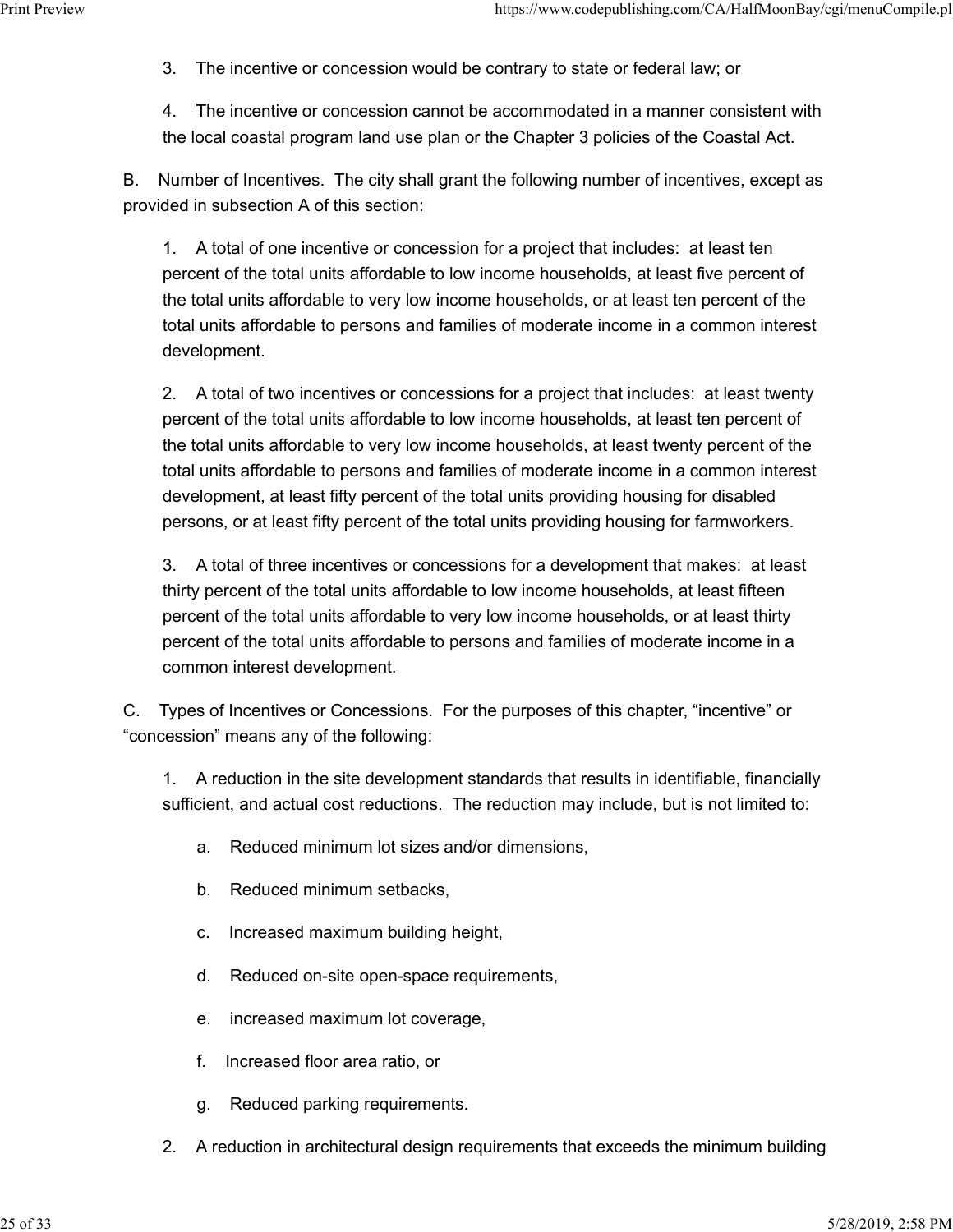3. The incentive or concession would be contrary to state or federal law; or

4. The incentive or concession cannot be accommodated in a manner consistent with the local coastal program land use plan or the Chapter 3 policies of the Coastal Act.

B. Number of Incentives. The city shall grant the following number of incentives, except as provided in subsection A of this section:

1. A total of one incentive or concession for a project that includes: at least ten percent of the total units affordable to low income households, at least five percent of the total units affordable to very low income households, or at least ten percent of the total units affordable to persons and families of moderate income in a common interest development.

2. A total of two incentives or concessions for a project that includes: at least twenty percent of the total units affordable to low income households, at least ten percent of the total units affordable to very low income households, at least twenty percent of the total units affordable to persons and families of moderate income in a common interest development, at least fifty percent of the total units providing housing for disabled persons, or at least fifty percent of the total units providing housing for farmworkers.

3. A total of three incentives or concessions for a development that makes: at least thirty percent of the total units affordable to low income households, at least fifteen percent of the total units affordable to very low income households, or at least thirty percent of the total units affordable to persons and families of moderate income in a common interest development.

C. Types of Incentives or Concessions. For the purposes of this chapter, "incentive" or "concession" means any of the following:

1. A reduction in the site development standards that results in identifiable, financially sufficient, and actual cost reductions. The reduction may include, but is not limited to:

a. Reduced minimum lot sizes and/or dimensions,

b. Reduced minimum setbacks,

c. Increased maximum building height,

d. Reduced on-site open-space requirements,

e. increased maximum lot coverage,

f. Increased floor area ratio, or

g. Reduced parking requirements.

2. A reduction in architectural design requirements that exceeds the minimum building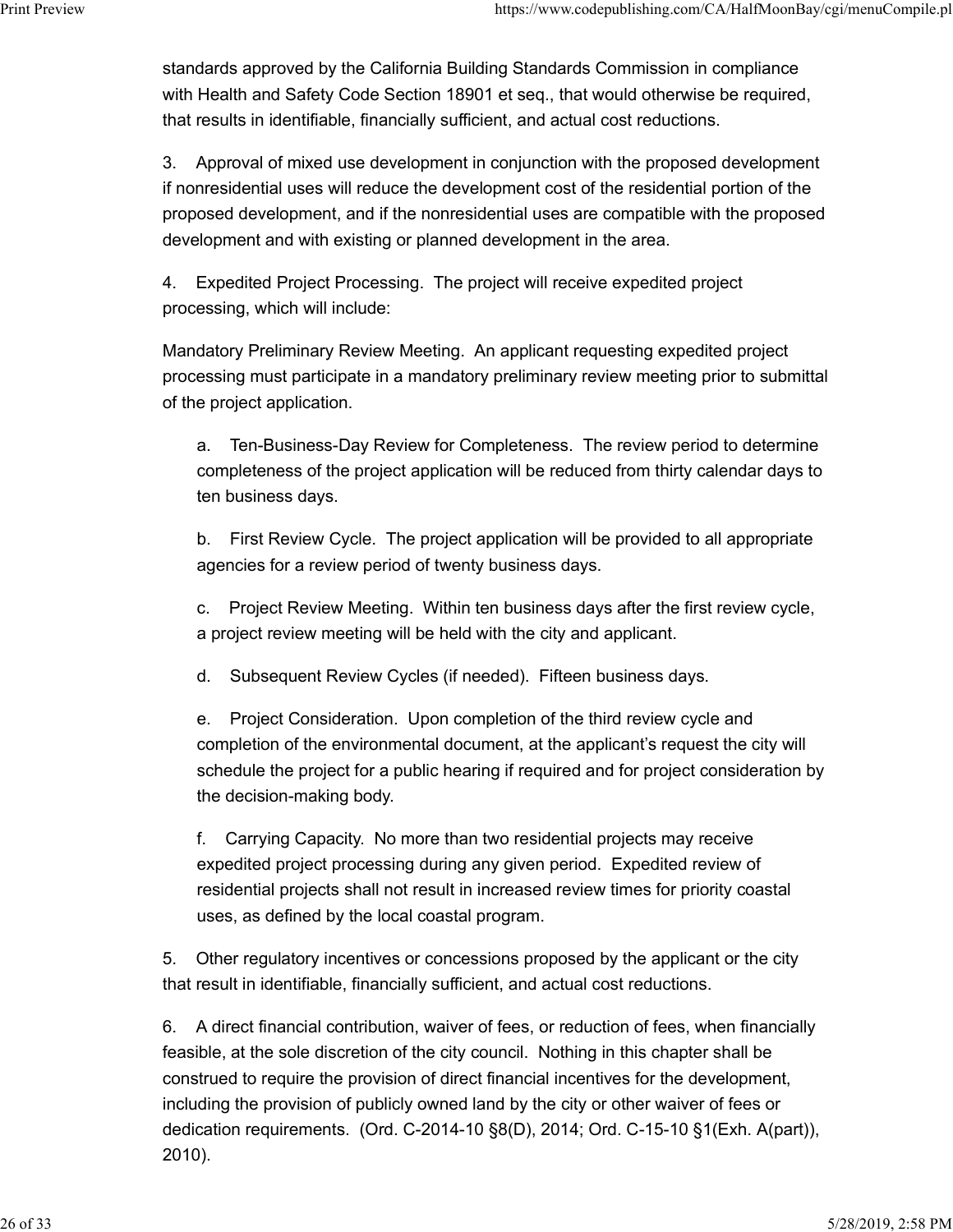standards approved by the California Building Standards Commission in compliance with Health and Safety Code Section 18901 et seq., that would otherwise be required, that results in identifiable, financially sufficient, and actual cost reductions.

3. Approval of mixed use development in conjunction with the proposed development if nonresidential uses will reduce the development cost of the residential portion of the proposed development, and if the nonresidential uses are compatible with the proposed development and with existing or planned development in the area.

4. Expedited Project Processing. The project will receive expedited project processing, which will include:

Mandatory Preliminary Review Meeting. An applicant requesting expedited project processing must participate in a mandatory preliminary review meeting prior to submittal of the project application.

a. Ten-Business-Day Review for Completeness. The review period to determine completeness of the project application will be reduced from thirty calendar days to ten business days.

b. First Review Cycle. The project application will be provided to all appropriate agencies for a review period of twenty business days.

c. Project Review Meeting. Within ten business days after the first review cycle, a project review meeting will be held with the city and applicant.

d. Subsequent Review Cycles (if needed). Fifteen business days.

e. Project Consideration. Upon completion of the third review cycle and completion of the environmental document, at the applicant's request the city will schedule the project for a public hearing if required and for project consideration by the decision-making body.

f. Carrying Capacity. No more than two residential projects may receive expedited project processing during any given period. Expedited review of residential projects shall not result in increased review times for priority coastal uses, as defined by the local coastal program.

5. Other regulatory incentives or concessions proposed by the applicant or the city that result in identifiable, financially sufficient, and actual cost reductions.

6. A direct financial contribution, waiver of fees, or reduction of fees, when financially feasible, at the sole discretion of the city council. Nothing in this chapter shall be construed to require the provision of direct financial incentives for the development, including the provision of publicly owned land by the city or other waiver of fees or dedication requirements. (Ord. C-2014-10 §8(D), 2014; Ord. C-15-10 §1(Exh. A(part)), 2010).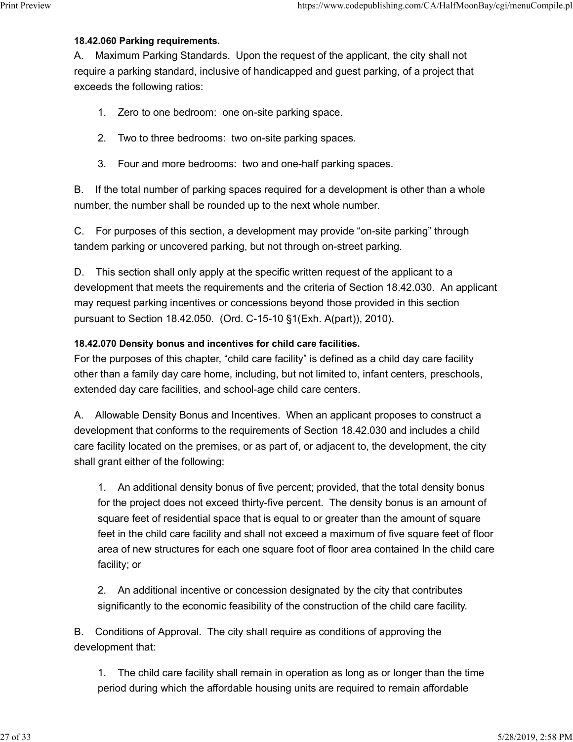**18.42.060 Parking requirements.**

A. Maximum Parking Standards. Upon the request of the applicant, the city shall not require a parking standard, inclusive of handicapped and guest parking, of a project that exceeds the following ratios:

1. Zero to one bedroom: one on-site parking space.

2. Two to three bedrooms: two on-site parking spaces.

3. Four and more bedrooms: two and one-half parking spaces.

B. If the total number of parking spaces required for a development is other than a whole number, the number shall be rounded up to the next whole number.

C. For purposes of this section, a development may provide "on-site parking" through tandem parking or uncovered parking, but not through on-street parking.

D. This section shall only apply at the specific written request of the applicant to a development that meets the requirements and the criteria of Section 18.42.030. An applicant may request parking incentives or concessions beyond those provided in this section pursuant to Section 18.42.050. (Ord. C-15-10 §1(Exh. A(part)), 2010).

**18.42.070 Density bonus and incentives for child care facilities.**

For the purposes of this chapter, "child care facility" is defined as a child day care facility other than a family day care home, including, but not limited to, infant centers, preschools, extended day care facilities, and school-age child care centers.

A. Allowable Density Bonus and Incentives. When an applicant proposes to construct a development that conforms to the requirements of Section 18.42.030 and includes a child care facility located on the premises, or as part of, or adjacent to, the development, the city shall grant either of the following:

1. An additional density bonus of five percent; provided, that the total density bonus for the project does not exceed thirty-five percent. The density bonus is an amount of square feet of residential space that is equal to or greater than the amount of square feet in the child care facility and shall not exceed a maximum of five square feet of floor area of new structures for each one square foot of floor area contained In the child care facility; or

2. An additional incentive or concession designated by the city that contributes significantly to the economic feasibility of the construction of the child care facility.

B. Conditions of Approval. The city shall require as conditions of approving the development that:

1. The child care facility shall remain in operation as long as or longer than the time period during which the affordable housing units are required to remain affordable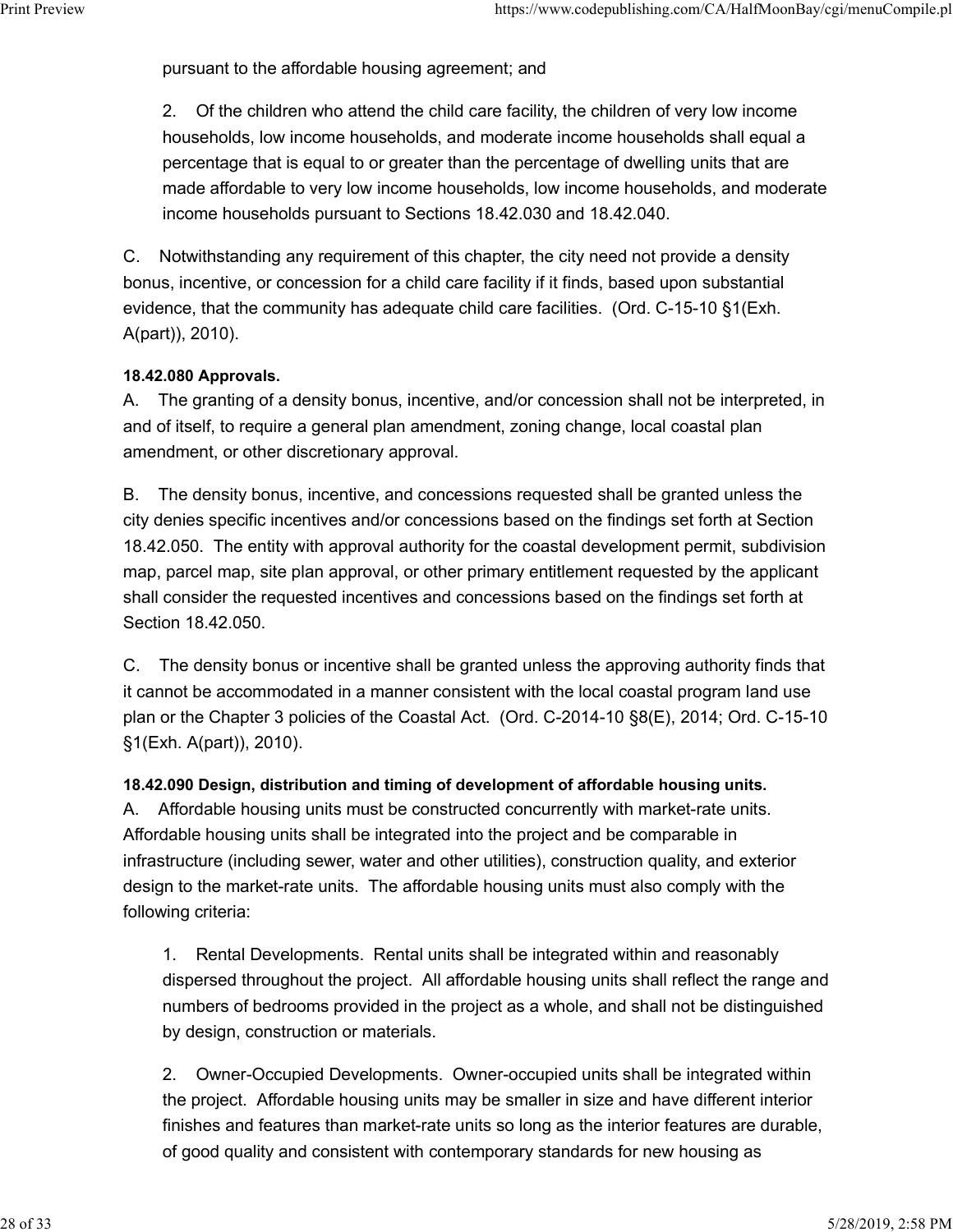pursuant to the affordable housing agreement; and

2. Of the children who attend the child care facility, the children of very low income households, low income households, and moderate income households shall equal a percentage that is equal to or greater than the percentage of dwelling units that are made affordable to very low income households, low income households, and moderate income households pursuant to Sections 18.42.030 and 18.42.040.

C. Notwithstanding any requirement of this chapter, the city need not provide a density bonus, incentive, or concession for a child care facility if it finds, based upon substantial evidence, that the community has adequate child care facilities. (Ord. C-15-10 §1(Exh. A(part)), 2010).

**18.42.080 Approvals.**

A. The granting of a density bonus, incentive, and/or concession shall not be interpreted, in and of itself, to require a general plan amendment, zoning change, local coastal plan amendment, or other discretionary approval.

B. The density bonus, incentive, and concessions requested shall be granted unless the city denies specific incentives and/or concessions based on the findings set forth at Section 18.42.050. The entity with approval authority for the coastal development permit, subdivision map, parcel map, site plan approval, or other primary entitlement requested by the applicant shall consider the requested incentives and concessions based on the findings set forth at Section 18.42.050.

C. The density bonus or incentive shall be granted unless the approving authority finds that it cannot be accommodated in a manner consistent with the local coastal program land use plan or the Chapter 3 policies of the Coastal Act. (Ord. C-2014-10 §8(E), 2014; Ord. C-15-10 §1(Exh. A(part)), 2010).

**18.42.090 Design, distribution and timing of development of affordable housing units.**

A. Affordable housing units must be constructed concurrently with market-rate units. Affordable housing units shall be integrated into the project and be comparable in infrastructure (including sewer, water and other utilities), construction quality, and exterior design to the market-rate units. The affordable housing units must also comply with the following criteria:

1. Rental Developments. Rental units shall be integrated within and reasonably dispersed throughout the project. All affordable housing units shall reflect the range and numbers of bedrooms provided in the project as a whole, and shall not be distinguished by design, construction or materials.

2. Owner-Occupied Developments. Owner-occupied units shall be integrated within the project. Affordable housing units may be smaller in size and have different interior finishes and features than market-rate units so long as the interior features are durable, of good quality and consistent with contemporary standards for new housing as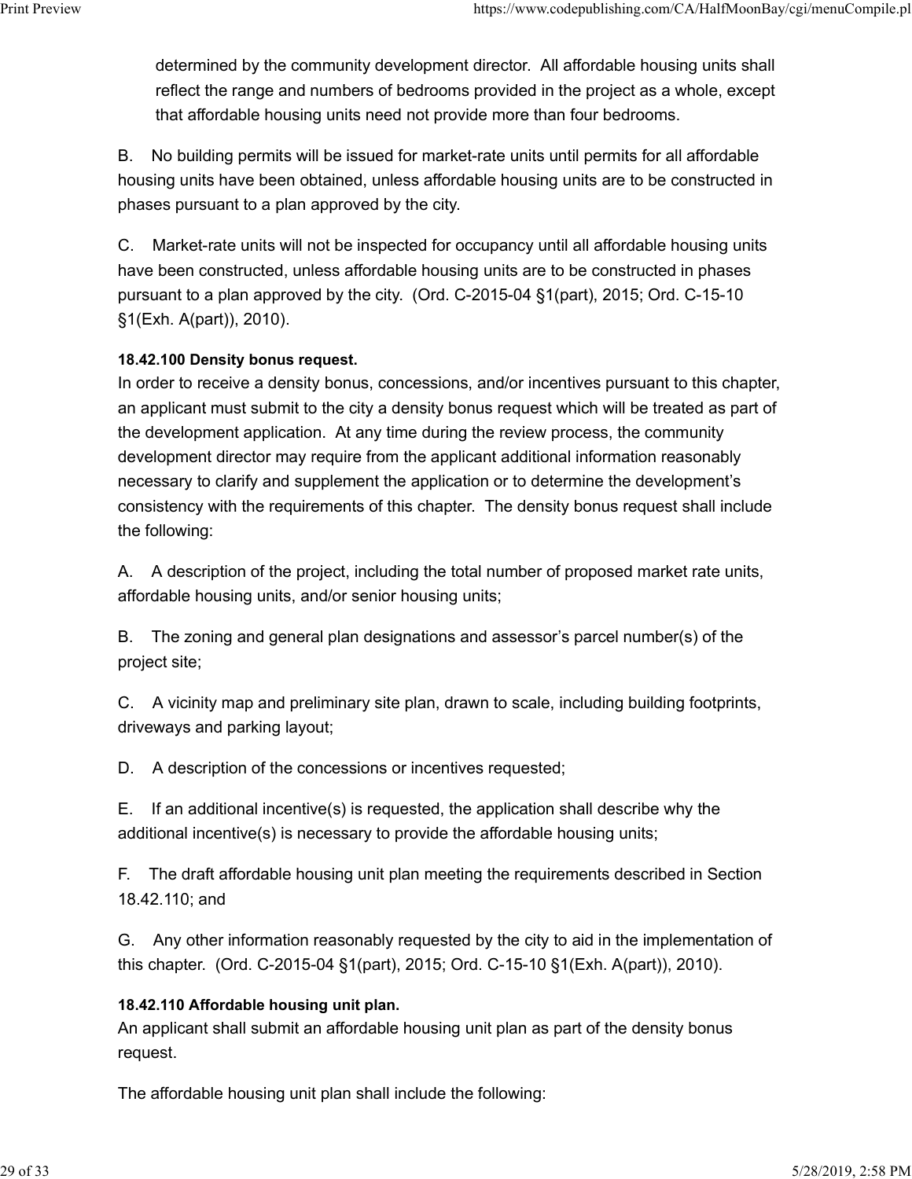determined by the community development director. All affordable housing units shall reflect the range and numbers of bedrooms provided in the project as a whole, except that affordable housing units need not provide more than four bedrooms.

B. No building permits will be issued for market-rate units until permits for all affordable housing units have been obtained, unless affordable housing units are to be constructed in phases pursuant to a plan approved by the city.

C. Market-rate units will not be inspected for occupancy until all affordable housing units have been constructed, unless affordable housing units are to be constructed in phases pursuant to a plan approved by the city. (Ord. C-2015-04 §1(part), 2015; Ord. C-15-10 §1(Exh. A(part)), 2010).

**18.42.100 Density bonus request.**

In order to receive a density bonus, concessions, and/or incentives pursuant to this chapter, an applicant must submit to the city a density bonus request which will be treated as part of the development application. At any time during the review process, the community development director may require from the applicant additional information reasonably necessary to clarify and supplement the application or to determine the development's consistency with the requirements of this chapter. The density bonus request shall include the following:

A. A description of the project, including the total number of proposed market rate units, affordable housing units, and/or senior housing units;

B. The zoning and general plan designations and assessor's parcel number(s) of the project site;

C. A vicinity map and preliminary site plan, drawn to scale, including building footprints, driveways and parking layout;

D. A description of the concessions or incentives requested;

E. If an additional incentive(s) is requested, the application shall describe why the additional incentive(s) is necessary to provide the affordable housing units;

F. The draft affordable housing unit plan meeting the requirements described in Section 18.42.110; and

G. Any other information reasonably requested by the city to aid in the implementation of this chapter. (Ord. C-2015-04 §1(part), 2015; Ord. C-15-10 §1(Exh. A(part)), 2010).

**18.42.110 Affordable housing unit plan.**

An applicant shall submit an affordable housing unit plan as part of the density bonus request.

The affordable housing unit plan shall include the following: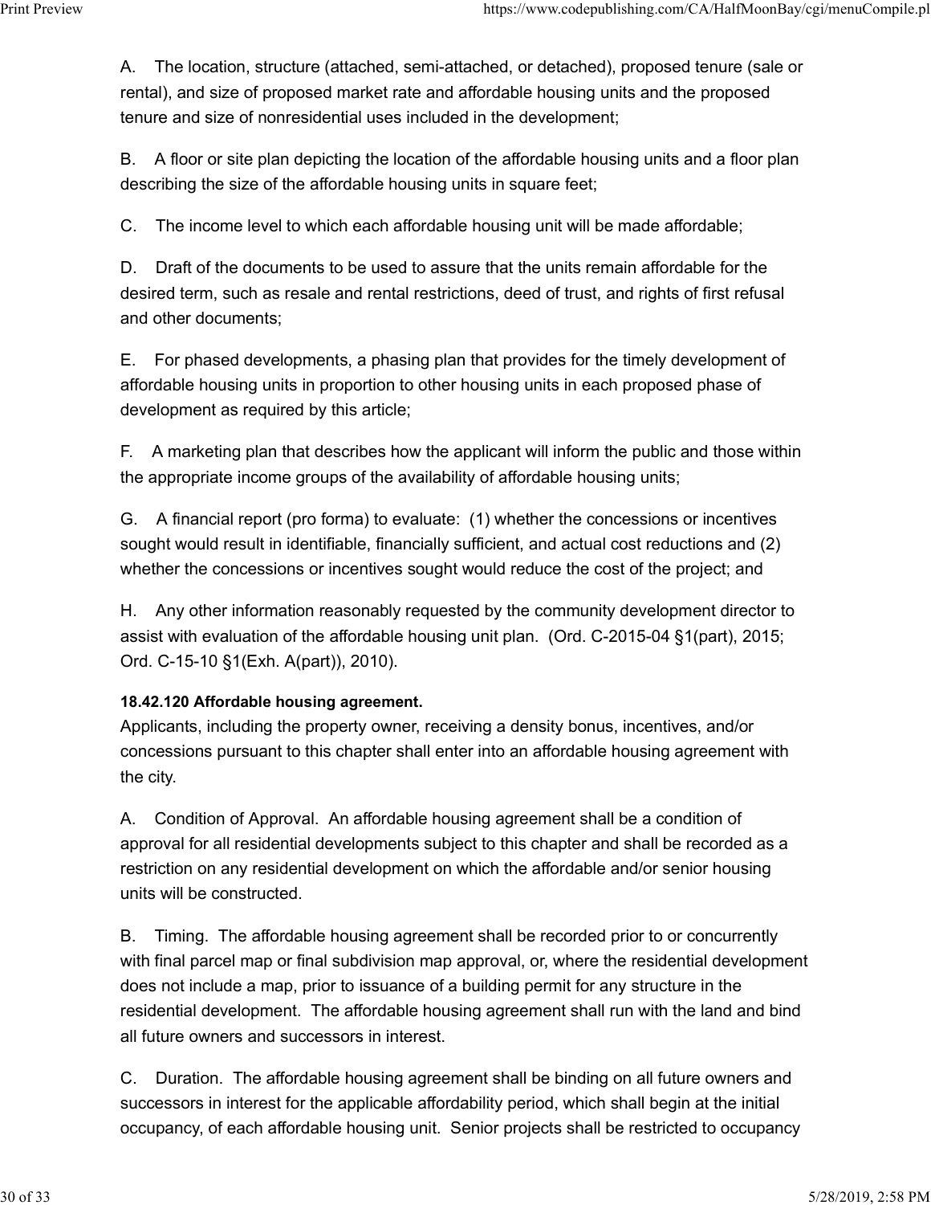A. The location, structure (attached, semi-attached, or detached), proposed tenure (sale or rental), and size of proposed market rate and affordable housing units and the proposed tenure and size of nonresidential uses included in the development;

B. A floor or site plan depicting the location of the affordable housing units and a floor plan describing the size of the affordable housing units in square feet;

C. The income level to which each affordable housing unit will be made affordable;

D. Draft of the documents to be used to assure that the units remain affordable for the desired term, such as resale and rental restrictions, deed of trust, and rights of first refusal and other documents;

E. For phased developments, a phasing plan that provides for the timely development of affordable housing units in proportion to other housing units in each proposed phase of development as required by this article;

F. A marketing plan that describes how the applicant will inform the public and those within the appropriate income groups of the availability of affordable housing units;

G. A financial report (pro forma) to evaluate: (1) whether the concessions or incentives sought would result in identifiable, financially sufficient, and actual cost reductions and (2) whether the concessions or incentives sought would reduce the cost of the project; and

H. Any other information reasonably requested by the community development director to assist with evaluation of the affordable housing unit plan. (Ord. C-2015-04 §1(part), 2015; Ord. C-15-10 §1(Exh. A(part)), 2010).

**18.42.120 Affordable housing agreement.**

Applicants, including the property owner, receiving a density bonus, incentives, and/or concessions pursuant to this chapter shall enter into an affordable housing agreement with the city.

A. Condition of Approval. An affordable housing agreement shall be a condition of approval for all residential developments subject to this chapter and shall be recorded as a restriction on any residential development on which the affordable and/or senior housing units will be constructed.

B. Timing. The affordable housing agreement shall be recorded prior to or concurrently with final parcel map or final subdivision map approval, or, where the residential development does not include a map, prior to issuance of a building permit for any structure in the residential development. The affordable housing agreement shall run with the land and bind all future owners and successors in interest.

C. Duration. The affordable housing agreement shall be binding on all future owners and successors in interest for the applicable affordability period, which shall begin at the initial occupancy, of each affordable housing unit. Senior projects shall be restricted to occupancy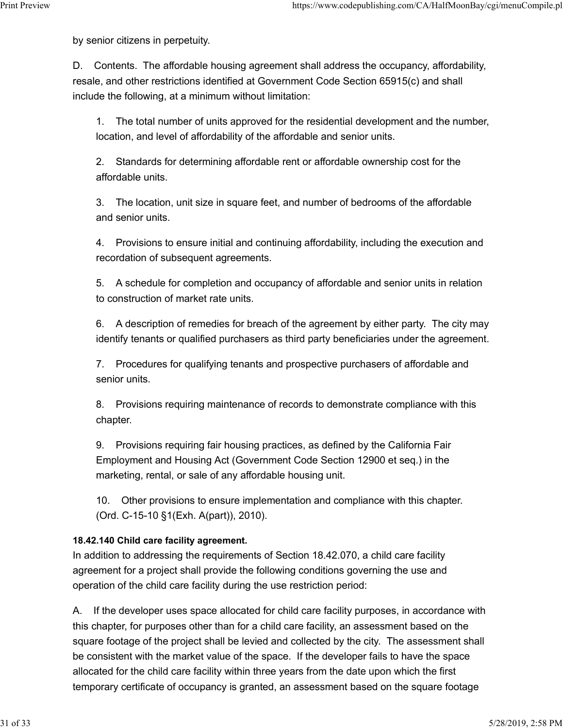by senior citizens in perpetuity.

D. Contents. The affordable housing agreement shall address the occupancy, affordability, resale, and other restrictions identified at Government Code Section 65915(c) and shall include the following, at a minimum without limitation:

1. The total number of units approved for the residential development and the number, location, and level of affordability of the affordable and senior units.

2. Standards for determining affordable rent or affordable ownership cost for the affordable units.

3. The location, unit size in square feet, and number of bedrooms of the affordable and senior units.

4. Provisions to ensure initial and continuing affordability, including the execution and recordation of subsequent agreements.

5. A schedule for completion and occupancy of affordable and senior units in relation to construction of market rate units.

6. A description of remedies for breach of the agreement by either party. The city may identify tenants or qualified purchasers as third party beneficiaries under the agreement.

7. Procedures for qualifying tenants and prospective purchasers of affordable and senior units.

8. Provisions requiring maintenance of records to demonstrate compliance with this chapter.

9. Provisions requiring fair housing practices, as defined by the California Fair Employment and Housing Act (Government Code Section 12900 et seq.) in the marketing, rental, or sale of any affordable housing unit.

10. Other provisions to ensure implementation and compliance with this chapter. (Ord. C-15-10 §1(Exh. A(part)), 2010).

**18.42.140 Child care facility agreement.**

In addition to addressing the requirements of Section 18.42.070, a child care facility agreement for a project shall provide the following conditions governing the use and operation of the child care facility during the use restriction period:

A. If the developer uses space allocated for child care facility purposes, in accordance with this chapter, for purposes other than for a child care facility, an assessment based on the square footage of the project shall be levied and collected by the city. The assessment shall be consistent with the market value of the space. If the developer fails to have the space allocated for the child care facility within three years from the date upon which the first temporary certificate of occupancy is granted, an assessment based on the square footage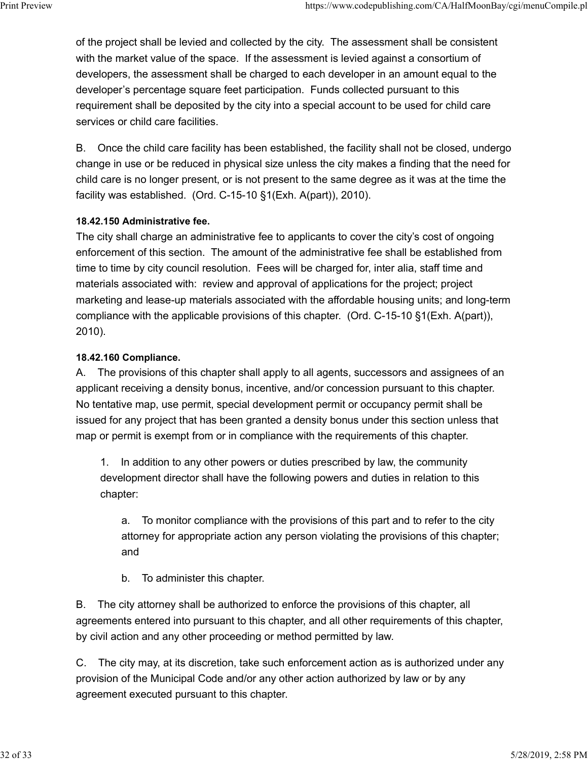of the project shall be levied and collected by the city. The assessment shall be consistent with the market value of the space. If the assessment is levied against a consortium of developers, the assessment shall be charged to each developer in an amount equal to the developer's percentage square feet participation. Funds collected pursuant to this requirement shall be deposited by the city into a special account to be used for child care services or child care facilities.

B. Once the child care facility has been established, the facility shall not be closed, undergo change in use or be reduced in physical size unless the city makes a finding that the need for child care is no longer present, or is not present to the same degree as it was at the time the facility was established. (Ord. C-15-10 §1(Exh. A(part)), 2010).

**18.42.150 Administrative fee.**

The city shall charge an administrative fee to applicants to cover the city's cost of ongoing enforcement of this section. The amount of the administrative fee shall be established from time to time by city council resolution. Fees will be charged for, inter alia, staff time and materials associated with: review and approval of applications for the project; project marketing and lease-up materials associated with the affordable housing units; and long-term compliance with the applicable provisions of this chapter. (Ord. C-15-10 §1(Exh. A(part)), 2010).

**18.42.160 Compliance.**

A. The provisions of this chapter shall apply to all agents, successors and assignees of an applicant receiving a density bonus, incentive, and/or concession pursuant to this chapter. No tentative map, use permit, special development permit or occupancy permit shall be issued for any project that has been granted a density bonus under this section unless that map or permit is exempt from or in compliance with the requirements of this chapter.

1. In addition to any other powers or duties prescribed by law, the community development director shall have the following powers and duties in relation to this chapter:

   a. To monitor compliance with the provisions of this part and to refer to the city attorney for appropriate action any person violating the provisions of this chapter; and

   b. To administer this chapter.

B. The city attorney shall be authorized to enforce the provisions of this chapter, all agreements entered into pursuant to this chapter, and all other requirements of this chapter, by civil action and any other proceeding or method permitted by law.

C. The city may, at its discretion, take such enforcement action as is authorized under any provision of the Municipal Code and/or any other action authorized by law or by any agreement executed pursuant to this chapter.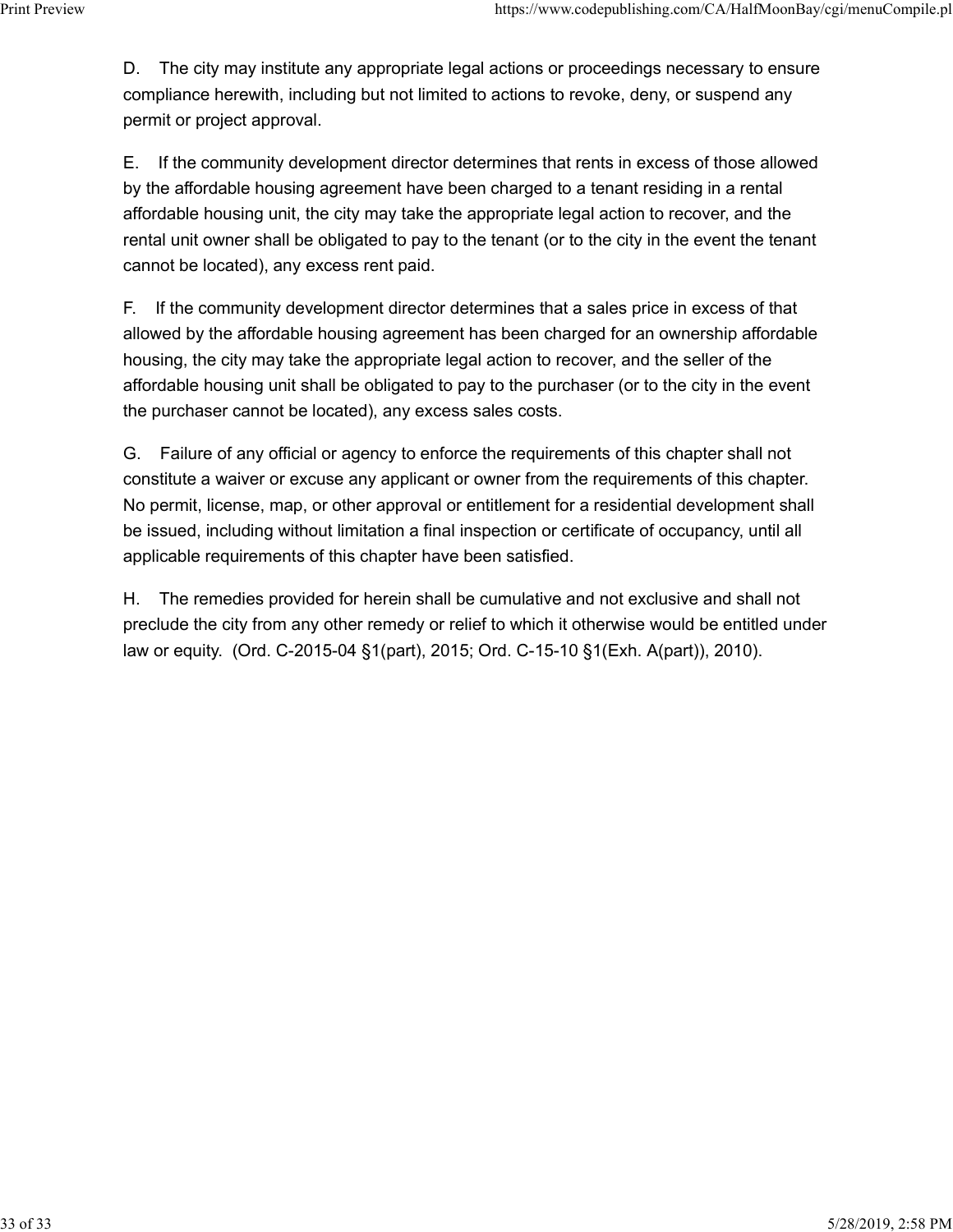D. The city may institute any appropriate legal actions or proceedings necessary to ensure compliance herewith, including but not limited to actions to revoke, deny, or suspend any permit or project approval.

E. If the community development director determines that rents in excess of those allowed by the affordable housing agreement have been charged to a tenant residing in a rental affordable housing unit, the city may take the appropriate legal action to recover, and the rental unit owner shall be obligated to pay to the tenant (or to the city in the event the tenant cannot be located), any excess rent paid.

F. If the community development director determines that a sales price in excess of that allowed by the affordable housing agreement has been charged for an ownership affordable housing, the city may take the appropriate legal action to recover, and the seller of the affordable housing unit shall be obligated to pay to the purchaser (or to the city in the event the purchaser cannot be located), any excess sales costs.

G. Failure of any official or agency to enforce the requirements of this chapter shall not constitute a waiver or excuse any applicant or owner from the requirements of this chapter. No permit, license, map, or other approval or entitlement for a residential development shall be issued, including without limitation a final inspection or certificate of occupancy, until all applicable requirements of this chapter have been satisfied.

H. The remedies provided for herein shall be cumulative and not exclusive and shall not preclude the city from any other remedy or relief to which it otherwise would be entitled under law or equity. (Ord. C-2015-04 §1(part), 2015; Ord. C-15-10 §1(Exh. A(part)), 2010).